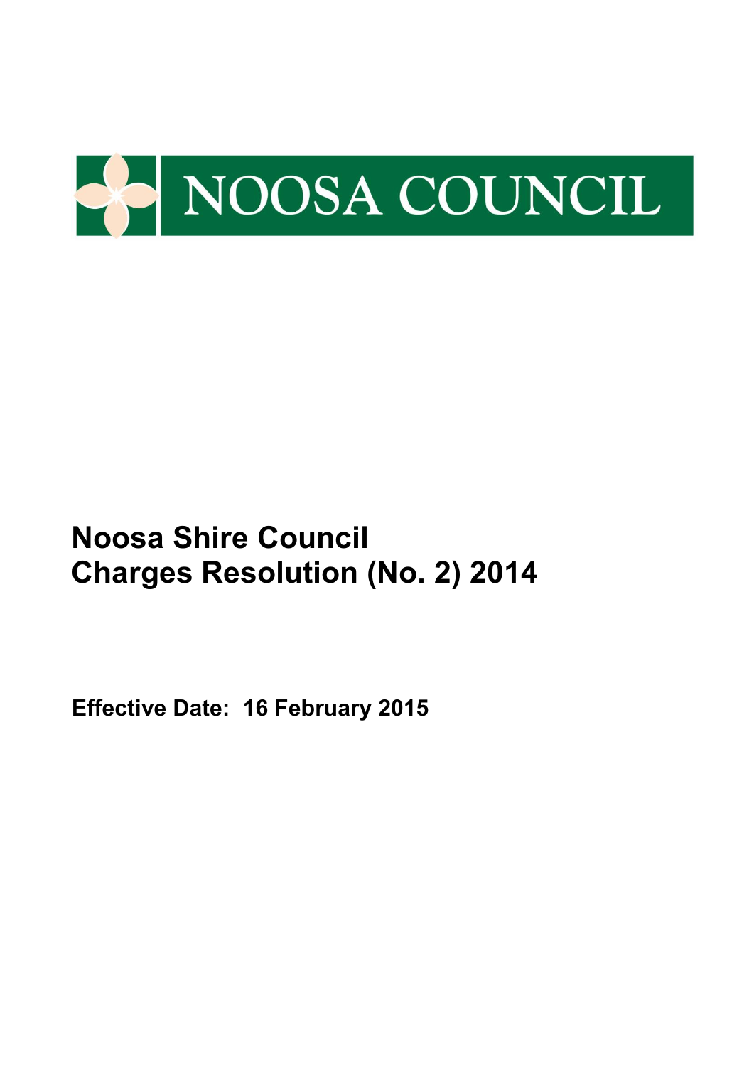NOOSA COUNCIL

# Noosa Shire Council
# Charges Resolution (No. 2) 2014

**Effective Date: 16 February 2015**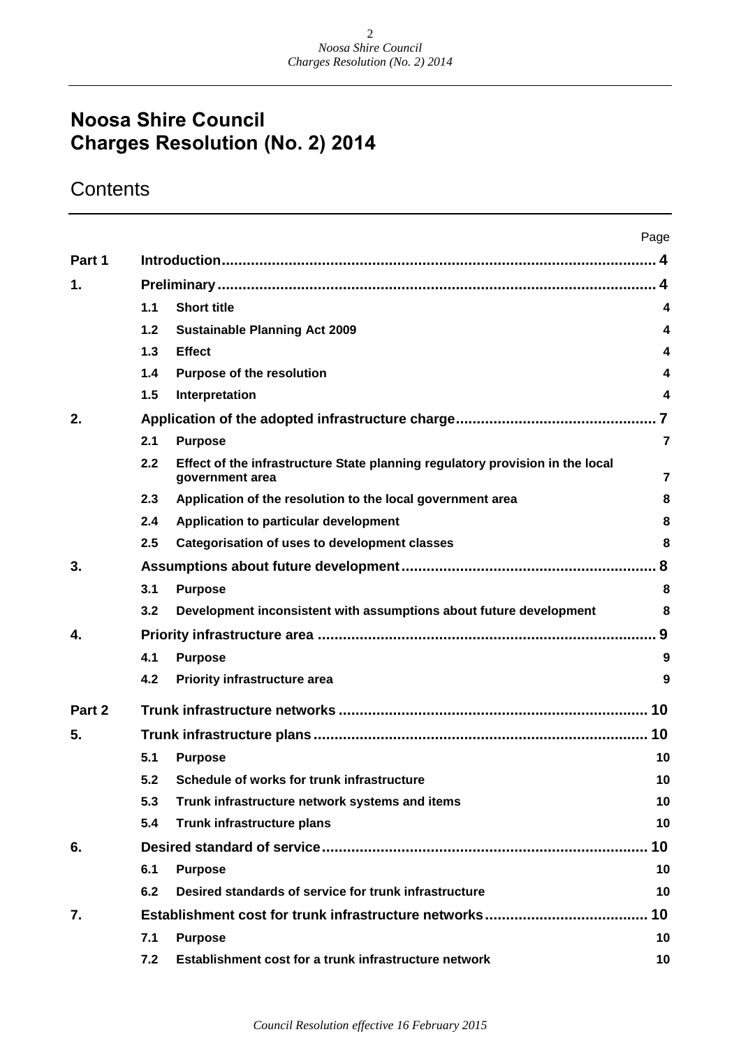# Noosa Shire Council
# Charges Resolution (No. 2) 2014

## Contents

| | | | Page |
|---|---|---|---|
| **Part 1** | **Introduction** | | **4** |
| **1.** | **Preliminary** | | **4** |
| | 1.1 | Short title | 4 |
| | 1.2 | Sustainable Planning Act 2009 | 4 |
| | 1.3 | Effect | 4 |
| | 1.4 | Purpose of the resolution | 4 |
| | 1.5 | Interpretation | 4 |
| **2.** | **Application of the adopted infrastructure charge** | | **7** |
| | 2.1 | Purpose | 7 |
| | 2.2 | Effect of the infrastructure State planning regulatory provision in the local government area | 7 |
| | 2.3 | Application of the resolution to the local government area | 8 |
| | 2.4 | Application to particular development | 8 |
| | 2.5 | Categorisation of uses to development classes | 8 |
| **3.** | **Assumptions about future development** | | **8** |
| | 3.1 | Purpose | 8 |
| | 3.2 | Development inconsistent with assumptions about future development | 8 |
| **4.** | **Priority infrastructure area** | | **9** |
| | 4.1 | Purpose | 9 |
| | 4.2 | Priority infrastructure area | 9 |
| **Part 2** | **Trunk infrastructure networks** | | **10** |
| **5.** | **Trunk infrastructure plans** | | **10** |
| | 5.1 | Purpose | 10 |
| | 5.2 | Schedule of works for trunk infrastructure | 10 |
| | 5.3 | Trunk infrastructure network systems and items | 10 |
| | 5.4 | Trunk infrastructure plans | 10 |
| **6.** | **Desired standard of service** | | **10** |
| | 6.1 | Purpose | 10 |
| | 6.2 | Desired standards of service for trunk infrastructure | 10 |
| **7.** | **Establishment cost for trunk infrastructure networks** | | **10** |
| | 7.1 | Purpose | 10 |
| | 7.2 | Establishment cost for a trunk infrastructure network | 10 |

*Council Resolution effective 16 February 2015*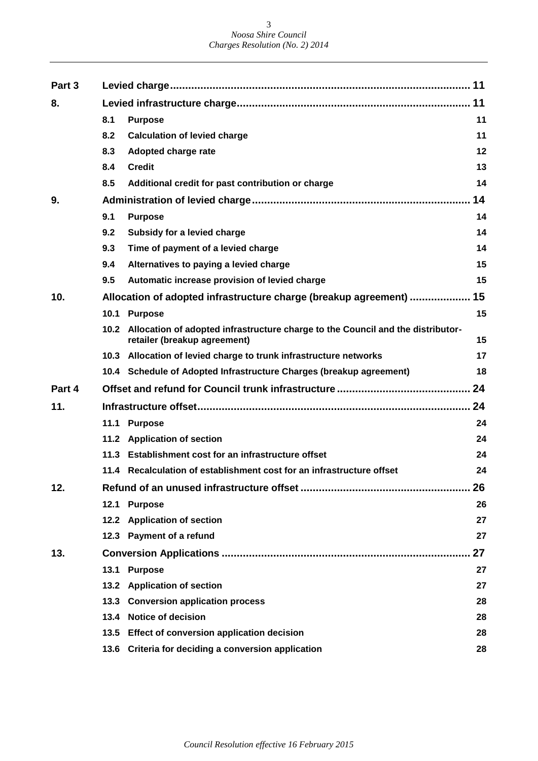| | | | |
|---|---|---|---|
| **Part 3** | **Levied charge** | | **11** |
| **8.** | **Levied infrastructure charge** | | **11** |
| | **8.1** | **Purpose** | **11** |
| | **8.2** | **Calculation of levied charge** | **11** |
| | **8.3** | **Adopted charge rate** | **12** |
| | **8.4** | **Credit** | **13** |
| | **8.5** | **Additional credit for past contribution or charge** | **14** |
| **9.** | **Administration of levied charge** | | **14** |
| | **9.1** | **Purpose** | **14** |
| | **9.2** | **Subsidy for a levied charge** | **14** |
| | **9.3** | **Time of payment of a levied charge** | **14** |
| | **9.4** | **Alternatives to paying a levied charge** | **15** |
| | **9.5** | **Automatic increase provision of levied charge** | **15** |
| **10.** | **Allocation of adopted infrastructure charge (breakup agreement)** | | **15** |
| | **10.1** | **Purpose** | **15** |
| | **10.2** | **Allocation of adopted infrastructure charge to the Council and the distributor-retailer (breakup agreement)** | **15** |
| | **10.3** | **Allocation of levied charge to trunk infrastructure networks** | **17** |
| | **10.4** | **Schedule of Adopted Infrastructure Charges (breakup agreement)** | **18** |
| **Part 4** | **Offset and refund for Council trunk infrastructure** | | **24** |
| **11.** | **Infrastructure offset** | | **24** |
| | **11.1** | **Purpose** | **24** |
| | **11.2** | **Application of section** | **24** |
| | **11.3** | **Establishment cost for an infrastructure offset** | **24** |
| | **11.4** | **Recalculation of establishment cost for an infrastructure offset** | **24** |
| **12.** | **Refund of an unused infrastructure offset** | | **26** |
| | **12.1** | **Purpose** | **26** |
| | **12.2** | **Application of section** | **27** |
| | **12.3** | **Payment of a refund** | **27** |
| **13.** | **Conversion Applications** | | **27** |
| | **13.1** | **Purpose** | **27** |
| | **13.2** | **Application of section** | **27** |
| | **13.3** | **Conversion application process** | **28** |
| | **13.4** | **Notice of decision** | **28** |
| | **13.5** | **Effect of conversion application decision** | **28** |
| | **13.6** | **Criteria for deciding a conversion application** | **28** |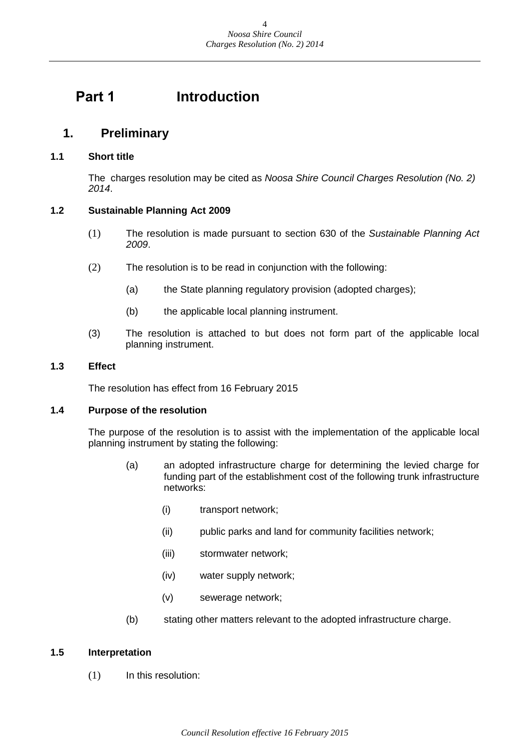# Part 1 Introduction

## 1. Preliminary

### 1.1 Short title

The charges resolution may be cited as *Noosa Shire Council Charges Resolution (No. 2) 2014*.

### 1.2 Sustainable Planning Act 2009

(1) The resolution is made pursuant to section 630 of the *Sustainable Planning Act 2009*.

(2) The resolution is to be read in conjunction with the following:

(a) the State planning regulatory provision (adopted charges);

(b) the applicable local planning instrument.

(3) The resolution is attached to but does not form part of the applicable local planning instrument.

### 1.3 Effect

The resolution has effect from 16 February 2015

### 1.4 Purpose of the resolution

The purpose of the resolution is to assist with the implementation of the applicable local planning instrument by stating the following:

(a) an adopted infrastructure charge for determining the levied charge for funding part of the establishment cost of the following trunk infrastructure networks:

(i) transport network;

(ii) public parks and land for community facilities network;

(iii) stormwater network;

(iv) water supply network;

(v) sewerage network;

(b) stating other matters relevant to the adopted infrastructure charge.

### 1.5 Interpretation

(1) In this resolution: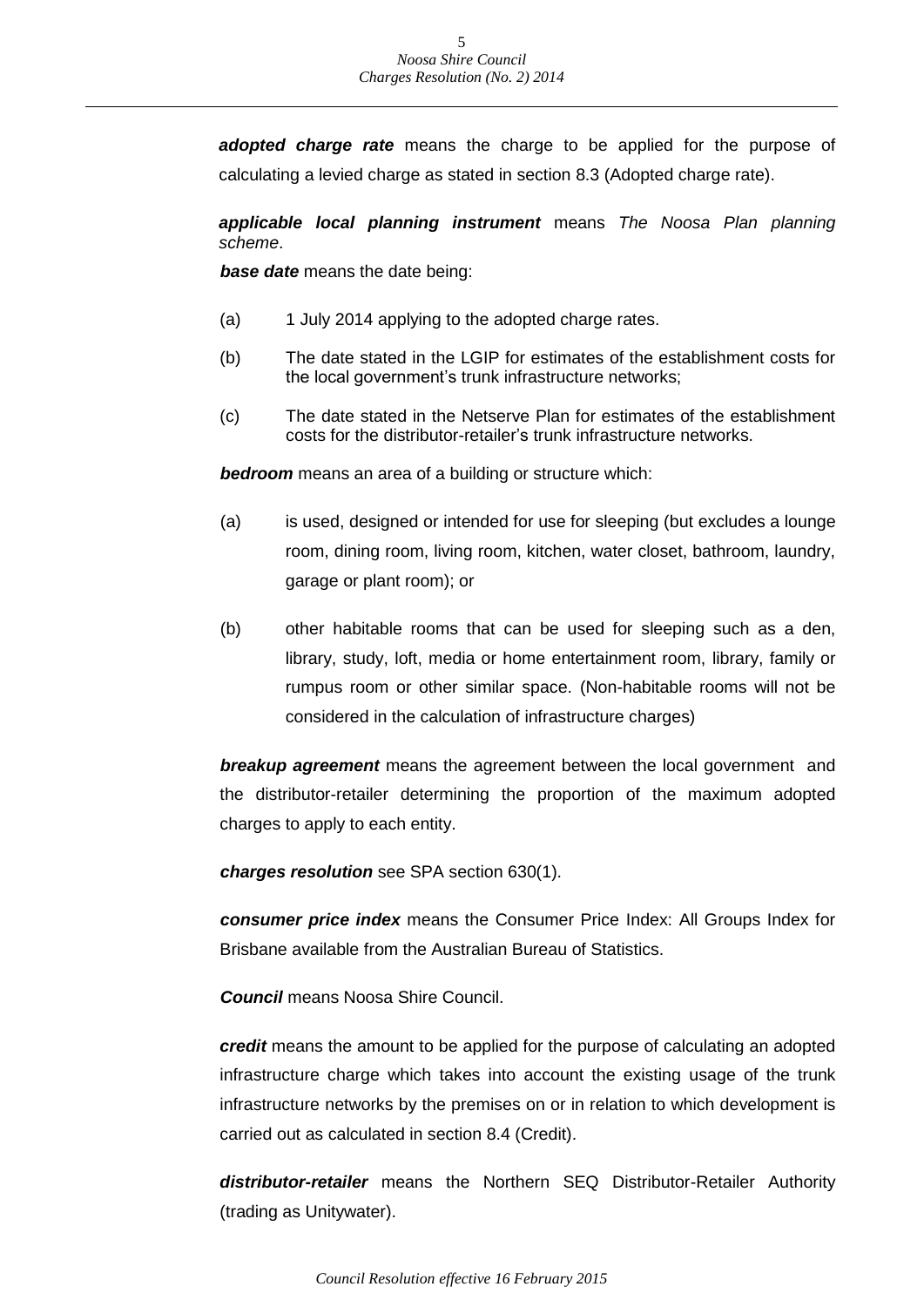***adopted charge rate*** means the charge to be applied for the purpose of calculating a levied charge as stated in section 8.3 (Adopted charge rate).

***applicable local planning instrument*** means *The Noosa Plan planning scheme*.

***base date*** means the date being:

(a) 1 July 2014 applying to the adopted charge rates.

(b) The date stated in the LGIP for estimates of the establishment costs for the local government's trunk infrastructure networks;

(c) The date stated in the Netserve Plan for estimates of the establishment costs for the distributor-retailer's trunk infrastructure networks.

***bedroom*** means an area of a building or structure which:

(a) is used, designed or intended for use for sleeping (but excludes a lounge room, dining room, living room, kitchen, water closet, bathroom, laundry, garage or plant room); or

(b) other habitable rooms that can be used for sleeping such as a den, library, study, loft, media or home entertainment room, library, family or rumpus room or other similar space. (Non-habitable rooms will not be considered in the calculation of infrastructure charges)

***breakup agreement*** means the agreement between the local government and the distributor-retailer determining the proportion of the maximum adopted charges to apply to each entity.

***charges resolution*** see SPA section 630(1).

***consumer price index*** means the Consumer Price Index: All Groups Index for Brisbane available from the Australian Bureau of Statistics.

***Council*** means Noosa Shire Council.

***credit*** means the amount to be applied for the purpose of calculating an adopted infrastructure charge which takes into account the existing usage of the trunk infrastructure networks by the premises on or in relation to which development is carried out as calculated in section 8.4 (Credit).

***distributor-retailer*** means the Northern SEQ Distributor-Retailer Authority (trading as Unitywater).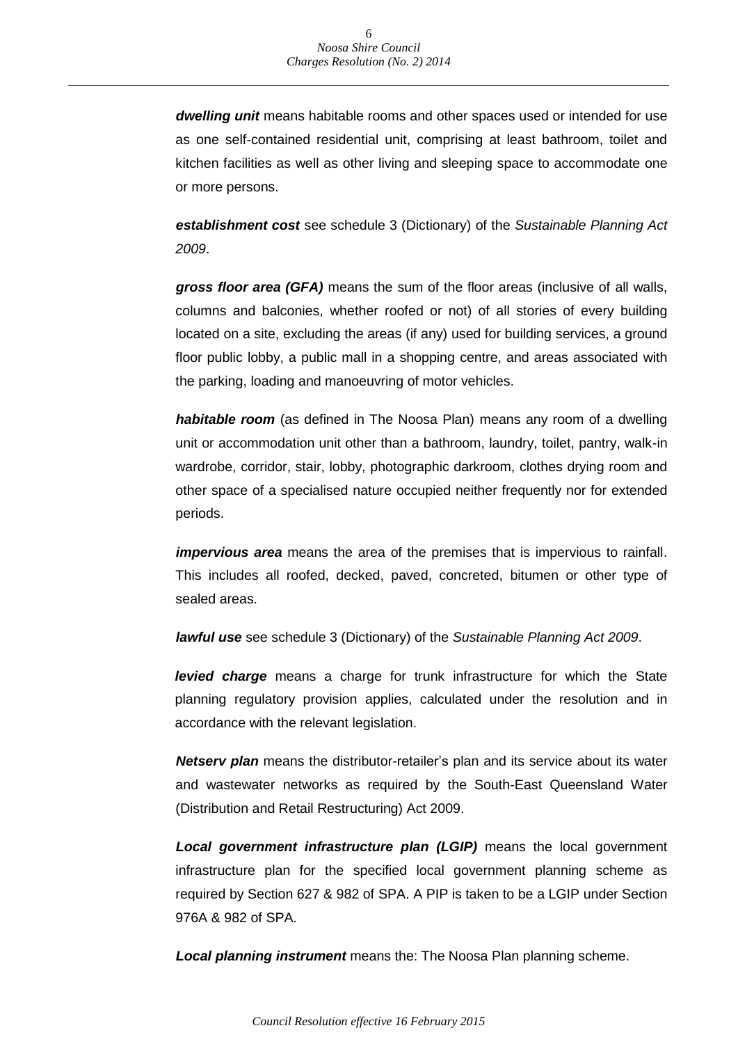***dwelling unit*** means habitable rooms and other spaces used or intended for use as one self-contained residential unit, comprising at least bathroom, toilet and kitchen facilities as well as other living and sleeping space to accommodate one or more persons.

***establishment cost*** see schedule 3 (Dictionary) of the *Sustainable Planning Act 2009*.

***gross floor area (GFA)*** means the sum of the floor areas (inclusive of all walls, columns and balconies, whether roofed or not) of all stories of every building located on a site, excluding the areas (if any) used for building services, a ground floor public lobby, a public mall in a shopping centre, and areas associated with the parking, loading and manoeuvring of motor vehicles.

***habitable room*** (as defined in The Noosa Plan) means any room of a dwelling unit or accommodation unit other than a bathroom, laundry, toilet, pantry, walk-in wardrobe, corridor, stair, lobby, photographic darkroom, clothes drying room and other space of a specialised nature occupied neither frequently nor for extended periods.

***impervious area*** means the area of the premises that is impervious to rainfall. This includes all roofed, decked, paved, concreted, bitumen or other type of sealed areas.

***lawful use*** see schedule 3 (Dictionary) of the *Sustainable Planning Act 2009*.

***levied charge*** means a charge for trunk infrastructure for which the State planning regulatory provision applies, calculated under the resolution and in accordance with the relevant legislation.

***Netserv plan*** means the distributor-retailer's plan and its service about its water and wastewater networks as required by the South-East Queensland Water (Distribution and Retail Restructuring) Act 2009.

***Local government infrastructure plan (LGIP)*** means the local government infrastructure plan for the specified local government planning scheme as required by Section 627 & 982 of SPA. A PIP is taken to be a LGIP under Section 976A & 982 of SPA.

***Local planning instrument*** means the: The Noosa Plan planning scheme.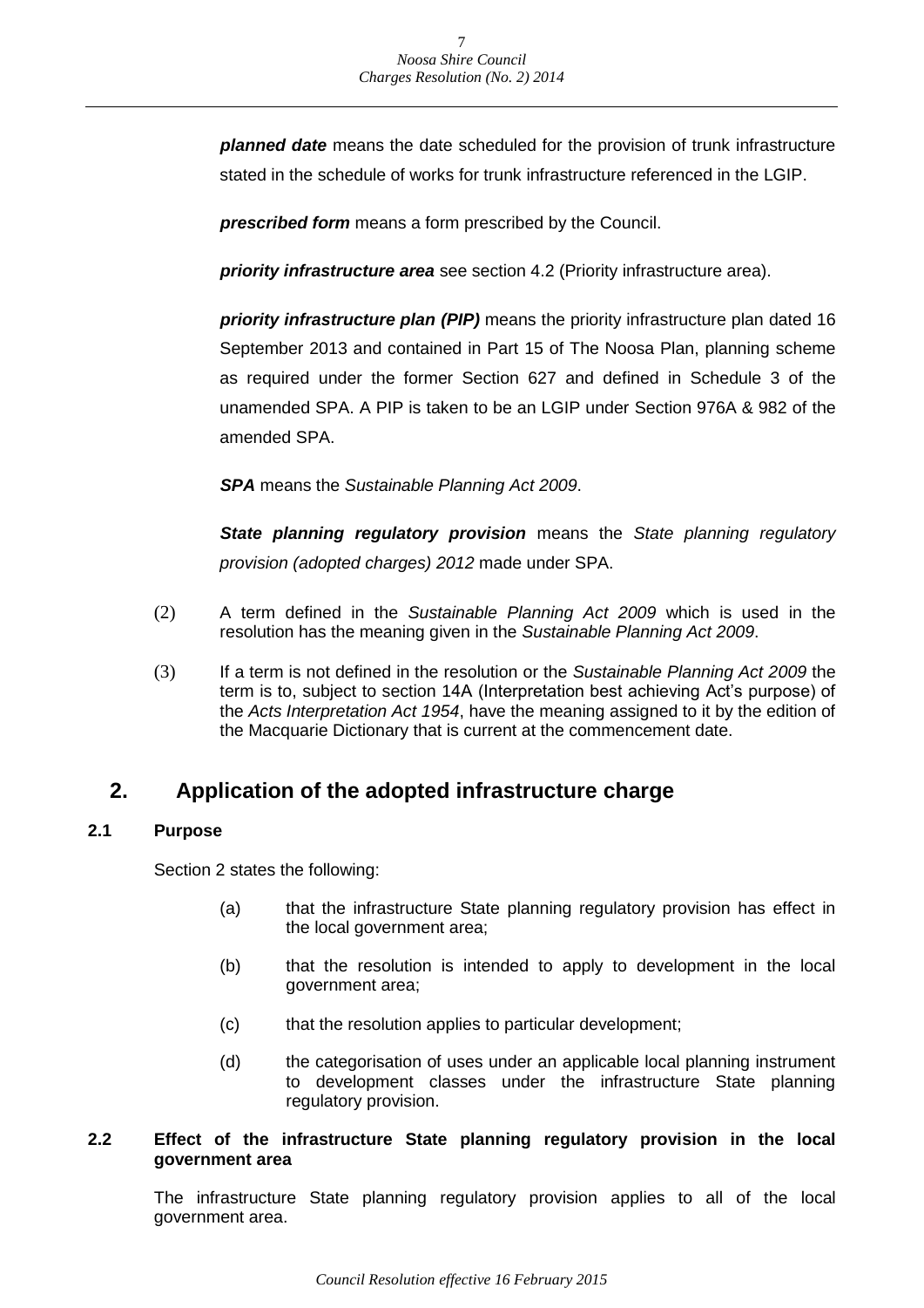***planned date*** means the date scheduled for the provision of trunk infrastructure stated in the schedule of works for trunk infrastructure referenced in the LGIP.

***prescribed form*** means a form prescribed by the Council.

***priority infrastructure area*** see section 4.2 (Priority infrastructure area).

***priority infrastructure plan (PIP)*** means the priority infrastructure plan dated 16 September 2013 and contained in Part 15 of The Noosa Plan, planning scheme as required under the former Section 627 and defined in Schedule 3 of the unamended SPA. A PIP is taken to be an LGIP under Section 976A & 982 of the amended SPA.

***SPA*** means the *Sustainable Planning Act 2009*.

***State planning regulatory provision*** means the *State planning regulatory provision (adopted charges) 2012* made under SPA.

(2) A term defined in the *Sustainable Planning Act 2009* which is used in the resolution has the meaning given in the *Sustainable Planning Act 2009*.

(3) If a term is not defined in the resolution or the *Sustainable Planning Act 2009* the term is to, subject to section 14A (Interpretation best achieving Act's purpose) of the *Acts Interpretation Act 1954*, have the meaning assigned to it by the edition of the Macquarie Dictionary that is current at the commencement date.

## 2. Application of the adopted infrastructure charge

### 2.1 Purpose

Section 2 states the following:

(a) that the infrastructure State planning regulatory provision has effect in the local government area;

(b) that the resolution is intended to apply to development in the local government area;

(c) that the resolution applies to particular development;

(d) the categorisation of uses under an applicable local planning instrument to development classes under the infrastructure State planning regulatory provision.

### 2.2 Effect of the infrastructure State planning regulatory provision in the local government area

The infrastructure State planning regulatory provision applies to all of the local government area.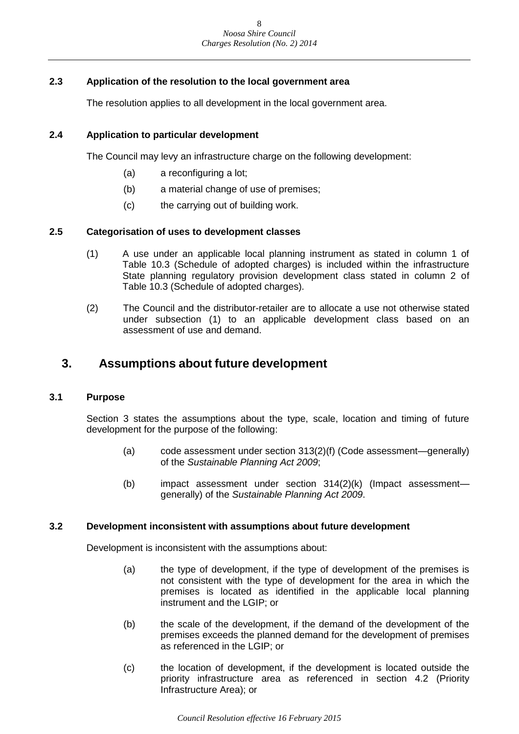### 2.3 Application of the resolution to the local government area

The resolution applies to all development in the local government area.

### 2.4 Application to particular development

The Council may levy an infrastructure charge on the following development:

(a) a reconfiguring a lot;

(b) a material change of use of premises;

(c) the carrying out of building work.

### 2.5 Categorisation of uses to development classes

(1) A use under an applicable local planning instrument as stated in column 1 of Table 10.3 (Schedule of adopted charges) is included within the infrastructure State planning regulatory provision development class stated in column 2 of Table 10.3 (Schedule of adopted charges).

(2) The Council and the distributor-retailer are to allocate a use not otherwise stated under subsection (1) to an applicable development class based on an assessment of use and demand.

## 3. Assumptions about future development

### 3.1 Purpose

Section 3 states the assumptions about the type, scale, location and timing of future development for the purpose of the following:

(a) code assessment under section 313(2)(f) (Code assessment—generally) of the *Sustainable Planning Act 2009*;

(b) impact assessment under section 314(2)(k) (Impact assessment—generally) of the *Sustainable Planning Act 2009*.

### 3.2 Development inconsistent with assumptions about future development

Development is inconsistent with the assumptions about:

(a) the type of development, if the type of development of the premises is not consistent with the type of development for the area in which the premises is located as identified in the applicable local planning instrument and the LGIP; or

(b) the scale of the development, if the demand of the development of the premises exceeds the planned demand for the development of premises as referenced in the LGIP; or

(c) the location of development, if the development is located outside the priority infrastructure area as referenced in section 4.2 (Priority Infrastructure Area); or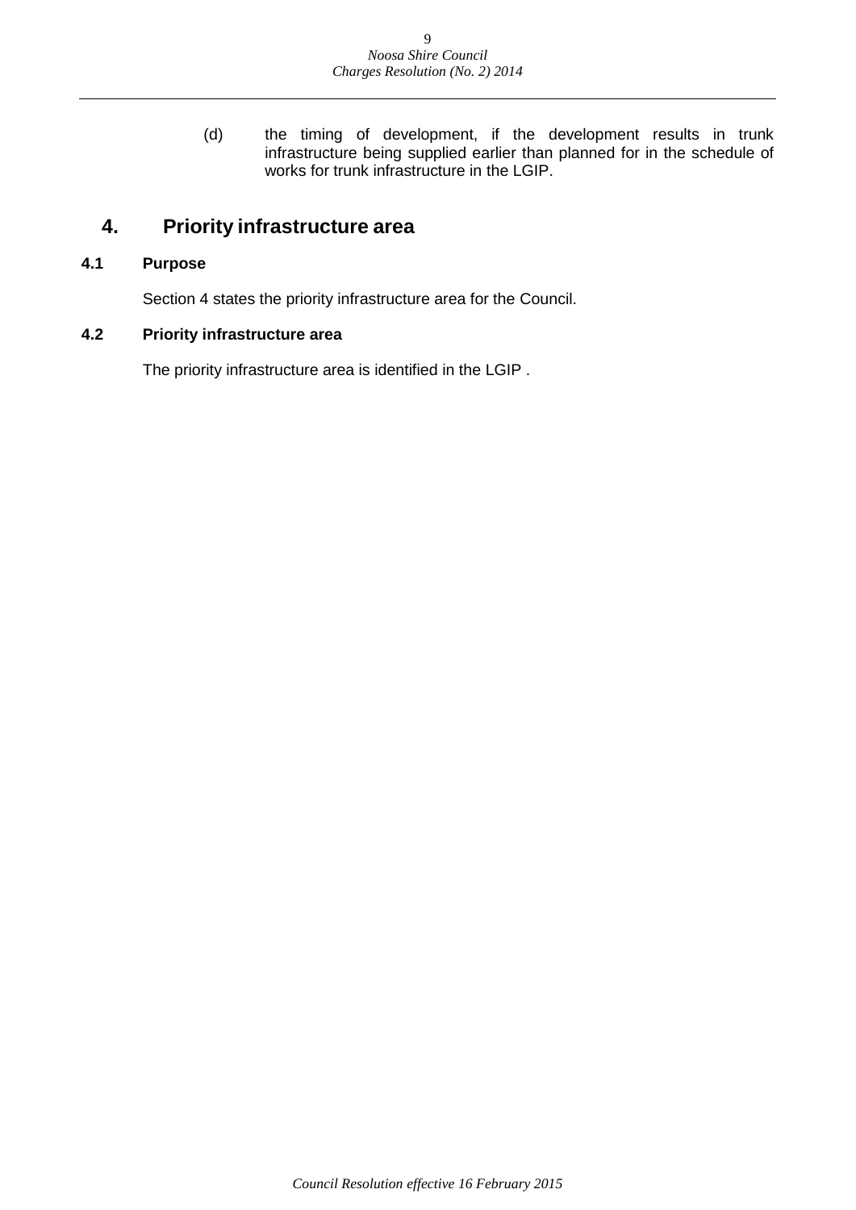(d) the timing of development, if the development results in trunk infrastructure being supplied earlier than planned for in the schedule of works for trunk infrastructure in the LGIP.

# 4. Priority infrastructure area

## 4.1 Purpose

Section 4 states the priority infrastructure area for the Council.

## 4.2 Priority infrastructure area

The priority infrastructure area is identified in the LGIP .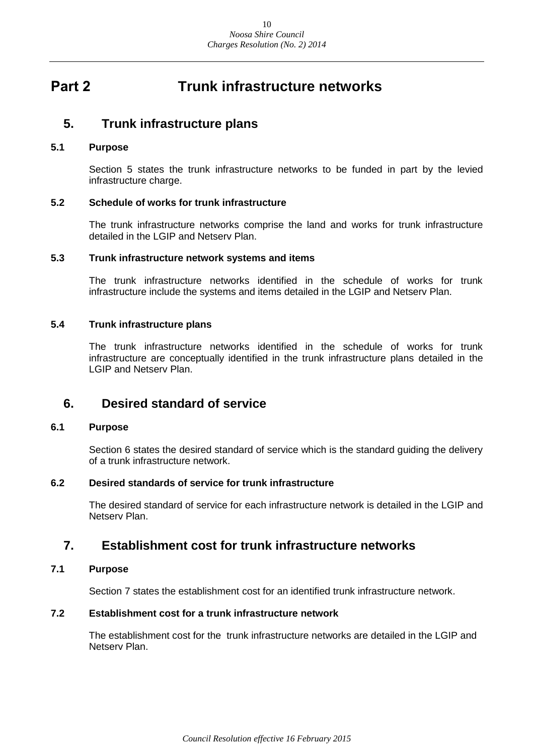# Part 2 Trunk infrastructure networks

## 5. Trunk infrastructure plans

### 5.1 Purpose

Section 5 states the trunk infrastructure networks to be funded in part by the levied infrastructure charge.

### 5.2 Schedule of works for trunk infrastructure

The trunk infrastructure networks comprise the land and works for trunk infrastructure detailed in the LGIP and Netserv Plan.

### 5.3 Trunk infrastructure network systems and items

The trunk infrastructure networks identified in the schedule of works for trunk infrastructure include the systems and items detailed in the LGIP and Netserv Plan.

### 5.4 Trunk infrastructure plans

The trunk infrastructure networks identified in the schedule of works for trunk infrastructure are conceptually identified in the trunk infrastructure plans detailed in the LGIP and Netserv Plan.

## 6. Desired standard of service

### 6.1 Purpose

Section 6 states the desired standard of service which is the standard guiding the delivery of a trunk infrastructure network.

### 6.2 Desired standards of service for trunk infrastructure

The desired standard of service for each infrastructure network is detailed in the LGIP and Netserv Plan.

## 7. Establishment cost for trunk infrastructure networks

### 7.1 Purpose

Section 7 states the establishment cost for an identified trunk infrastructure network.

### 7.2 Establishment cost for a trunk infrastructure network

The establishment cost for the trunk infrastructure networks are detailed in the LGIP and Netserv Plan.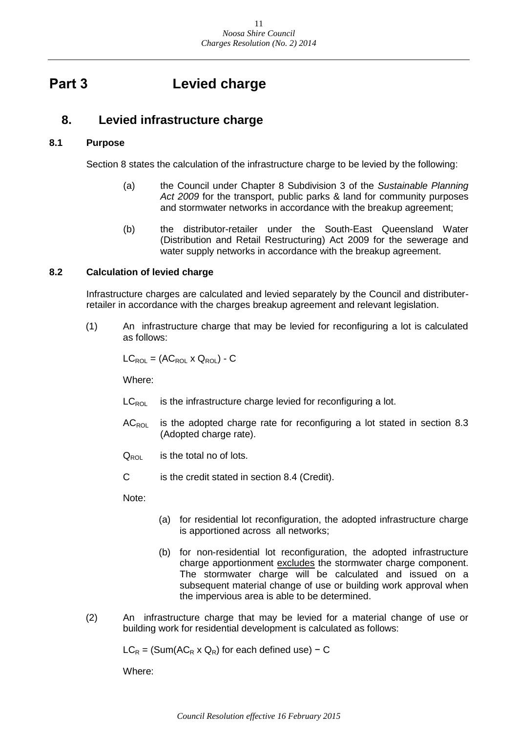# Part 3 Levied charge

## 8. Levied infrastructure charge

### 8.1 Purpose

Section 8 states the calculation of the infrastructure charge to be levied by the following:

(a) the Council under Chapter 8 Subdivision 3 of the *Sustainable Planning Act 2009* for the transport, public parks & land for community purposes and stormwater networks in accordance with the breakup agreement;

(b) the distributor-retailer under the South-East Queensland Water (Distribution and Retail Restructuring) Act 2009 for the sewerage and water supply networks in accordance with the breakup agreement.

### 8.2 Calculation of levied charge

Infrastructure charges are calculated and levied separately by the Council and distributer-retailer in accordance with the charges breakup agreement and relevant legislation.

(1) An infrastructure charge that may be levied for reconfiguring a lot is calculated as follows:

$$LC_{ROL} = (AC_{ROL} \times Q_{ROL}) - C$$

Where:

$LC_{ROL}$ is the infrastructure charge levied for reconfiguring a lot.

$AC_{ROL}$ is the adopted charge rate for reconfiguring a lot stated in section 8.3 (Adopted charge rate).

$Q_{ROL}$ is the total no of lots.

C is the credit stated in section 8.4 (Credit).

Note:

(a) for residential lot reconfiguration, the adopted infrastructure charge is apportioned across all networks;

(b) for non-residential lot reconfiguration, the adopted infrastructure charge apportionment excludes the stormwater charge component. The stormwater charge will be calculated and issued on a subsequent material change of use or building work approval when the impervious area is able to be determined.

(2) An infrastructure charge that may be levied for a material change of use or building work for residential development is calculated as follows:

$$LC_R = (\text{Sum}(AC_R \times Q_R) \text{ for each defined use}) - C$$

Where: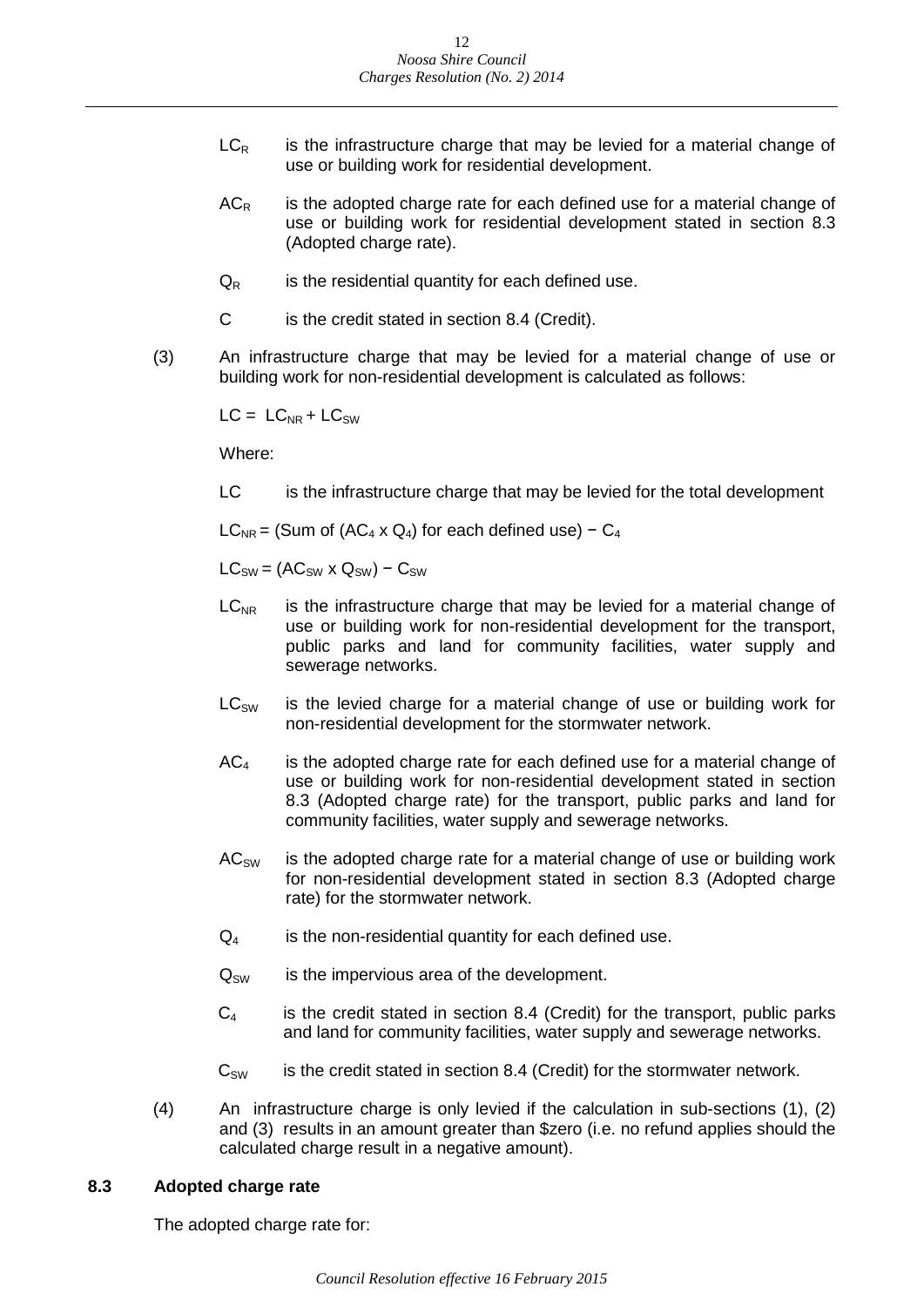$LC_R$ is the infrastructure charge that may be levied for a material change of use or building work for residential development.

$AC_R$ is the adopted charge rate for each defined use for a material change of use or building work for residential development stated in section 8.3 (Adopted charge rate).

$Q_R$ is the residential quantity for each defined use.

C is the credit stated in section 8.4 (Credit).

(3) An infrastructure charge that may be levied for a material change of use or building work for non-residential development is calculated as follows:

$LC = LC_{NR} + LC_{SW}$

Where:

LC is the infrastructure charge that may be levied for the total development

$LC_{NR}$ = (Sum of ($AC_4$ x $Q_4$) for each defined use) − $C_4$

$LC_{SW}$ = ($AC_{SW}$ x $Q_{SW}$) − $C_{SW}$

$LC_{NR}$ is the infrastructure charge that may be levied for a material change of use or building work for non-residential development for the transport, public parks and land for community facilities, water supply and sewerage networks.

$LC_{SW}$ is the levied charge for a material change of use or building work for non-residential development for the stormwater network.

$AC_4$ is the adopted charge rate for each defined use for a material change of use or building work for non-residential development stated in section 8.3 (Adopted charge rate) for the transport, public parks and land for community facilities, water supply and sewerage networks.

$AC_{SW}$ is the adopted charge rate for a material change of use or building work for non-residential development stated in section 8.3 (Adopted charge rate) for the stormwater network.

$Q_4$ is the non-residential quantity for each defined use.

$Q_{SW}$ is the impervious area of the development.

$C_4$ is the credit stated in section 8.4 (Credit) for the transport, public parks and land for community facilities, water supply and sewerage networks.

$C_{SW}$ is the credit stated in section 8.4 (Credit) for the stormwater network.

(4) An infrastructure charge is only levied if the calculation in sub-sections (1), (2) and (3) results in an amount greater than $zero (i.e. no refund applies should the calculated charge result in a negative amount).

## 8.3 Adopted charge rate

The adopted charge rate for: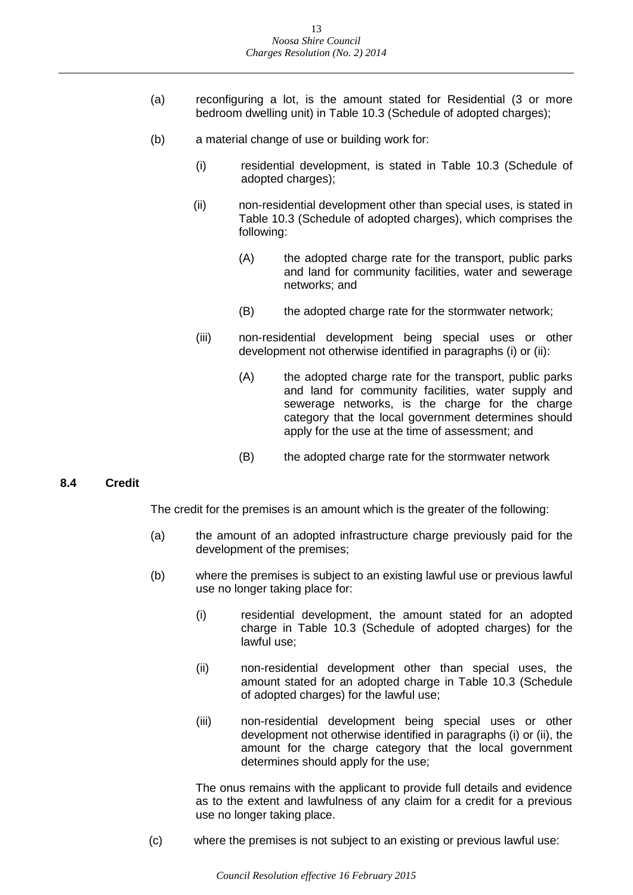(a) reconfiguring a lot, is the amount stated for Residential (3 or more bedroom dwelling unit) in Table 10.3 (Schedule of adopted charges);

(b) a material change of use or building work for:

    (i) residential development, is stated in Table 10.3 (Schedule of adopted charges);

    (ii) non-residential development other than special uses, is stated in Table 10.3 (Schedule of adopted charges), which comprises the following:

        (A) the adopted charge rate for the transport, public parks and land for community facilities, water and sewerage networks; and

        (B) the adopted charge rate for the stormwater network;

    (iii) non-residential development being special uses or other development not otherwise identified in paragraphs (i) or (ii):

        (A) the adopted charge rate for the transport, public parks and land for community facilities, water supply and sewerage networks, is the charge for the charge category that the local government determines should apply for the use at the time of assessment; and

        (B) the adopted charge rate for the stormwater network

## 8.4 Credit

The credit for the premises is an amount which is the greater of the following:

(a) the amount of an adopted infrastructure charge previously paid for the development of the premises;

(b) where the premises is subject to an existing lawful use or previous lawful use no longer taking place for:

    (i) residential development, the amount stated for an adopted charge in Table 10.3 (Schedule of adopted charges) for the lawful use;

    (ii) non-residential development other than special uses, the amount stated for an adopted charge in Table 10.3 (Schedule of adopted charges) for the lawful use;

    (iii) non-residential development being special uses or other development not otherwise identified in paragraphs (i) or (ii), the amount for the charge category that the local government determines should apply for the use;

    The onus remains with the applicant to provide full details and evidence as to the extent and lawfulness of any claim for a credit for a previous use no longer taking place.

(c) where the premises is not subject to an existing or previous lawful use: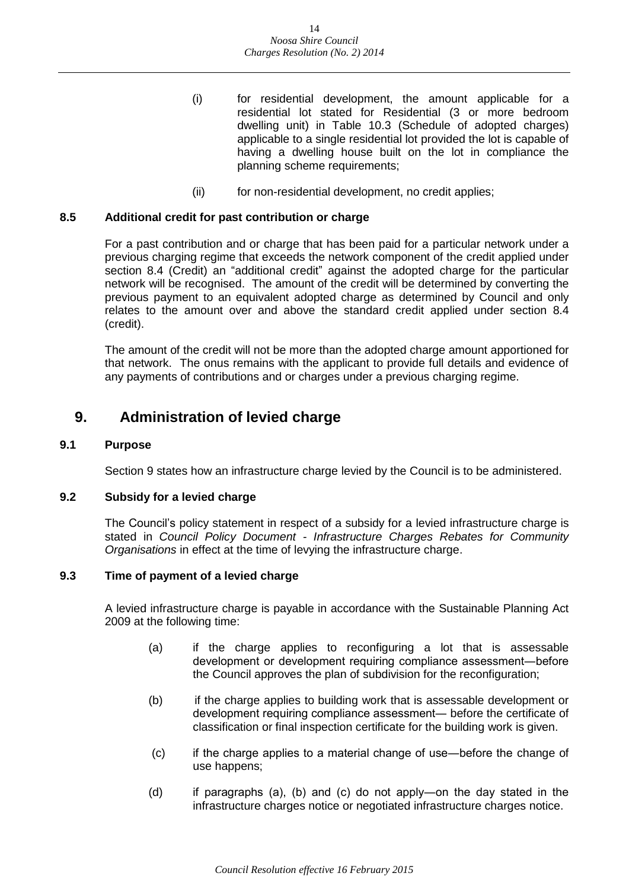(i) for residential development, the amount applicable for a residential lot stated for Residential (3 or more bedroom dwelling unit) in Table 10.3 (Schedule of adopted charges) applicable to a single residential lot provided the lot is capable of having a dwelling house built on the lot in compliance the planning scheme requirements;

(ii) for non-residential development, no credit applies;

### 8.5 Additional credit for past contribution or charge

For a past contribution and or charge that has been paid for a particular network under a previous charging regime that exceeds the network component of the credit applied under section 8.4 (Credit) an "additional credit" against the adopted charge for the particular network will be recognised. The amount of the credit will be determined by converting the previous payment to an equivalent adopted charge as determined by Council and only relates to the amount over and above the standard credit applied under section 8.4 (credit).

The amount of the credit will not be more than the adopted charge amount apportioned for that network. The onus remains with the applicant to provide full details and evidence of any payments of contributions and or charges under a previous charging regime.

## 9. Administration of levied charge

### 9.1 Purpose

Section 9 states how an infrastructure charge levied by the Council is to be administered.

### 9.2 Subsidy for a levied charge

The Council's policy statement in respect of a subsidy for a levied infrastructure charge is stated in *Council Policy Document - Infrastructure Charges Rebates for Community Organisations* in effect at the time of levying the infrastructure charge.

### 9.3 Time of payment of a levied charge

A levied infrastructure charge is payable in accordance with the Sustainable Planning Act 2009 at the following time:

(a) if the charge applies to reconfiguring a lot that is assessable development or development requiring compliance assessment—before the Council approves the plan of subdivision for the reconfiguration;

(b) if the charge applies to building work that is assessable development or development requiring compliance assessment— before the certificate of classification or final inspection certificate for the building work is given.

(c) if the charge applies to a material change of use—before the change of use happens;

(d) if paragraphs (a), (b) and (c) do not apply—on the day stated in the infrastructure charges notice or negotiated infrastructure charges notice.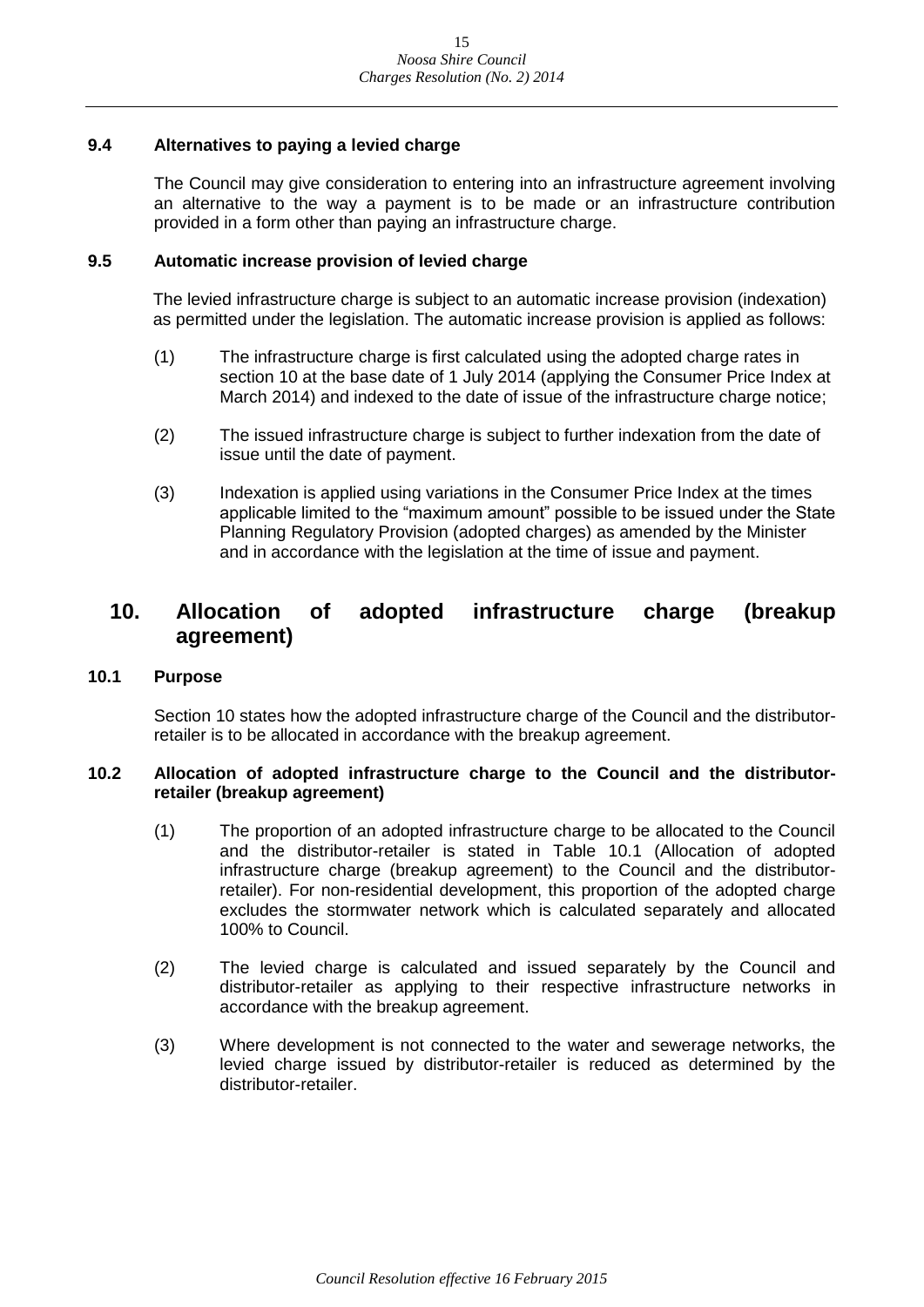### 9.4 Alternatives to paying a levied charge

The Council may give consideration to entering into an infrastructure agreement involving an alternative to the way a payment is to be made or an infrastructure contribution provided in a form other than paying an infrastructure charge.

### 9.5 Automatic increase provision of levied charge

The levied infrastructure charge is subject to an automatic increase provision (indexation) as permitted under the legislation. The automatic increase provision is applied as follows:

(1) The infrastructure charge is first calculated using the adopted charge rates in section 10 at the base date of 1 July 2014 (applying the Consumer Price Index at March 2014) and indexed to the date of issue of the infrastructure charge notice;

(2) The issued infrastructure charge is subject to further indexation from the date of issue until the date of payment.

(3) Indexation is applied using variations in the Consumer Price Index at the times applicable limited to the "maximum amount" possible to be issued under the State Planning Regulatory Provision (adopted charges) as amended by the Minister and in accordance with the legislation at the time of issue and payment.

## 10. Allocation of adopted infrastructure charge (breakup agreement)

### 10.1 Purpose

Section 10 states how the adopted infrastructure charge of the Council and the distributor-retailer is to be allocated in accordance with the breakup agreement.

### 10.2 Allocation of adopted infrastructure charge to the Council and the distributor-retailer (breakup agreement)

(1) The proportion of an adopted infrastructure charge to be allocated to the Council and the distributor-retailer is stated in Table 10.1 (Allocation of adopted infrastructure charge (breakup agreement) to the Council and the distributor-retailer). For non-residential development, this proportion of the adopted charge excludes the stormwater network which is calculated separately and allocated 100% to Council.

(2) The levied charge is calculated and issued separately by the Council and distributor-retailer as applying to their respective infrastructure networks in accordance with the breakup agreement.

(3) Where development is not connected to the water and sewerage networks, the levied charge issued by distributor-retailer is reduced as determined by the distributor-retailer.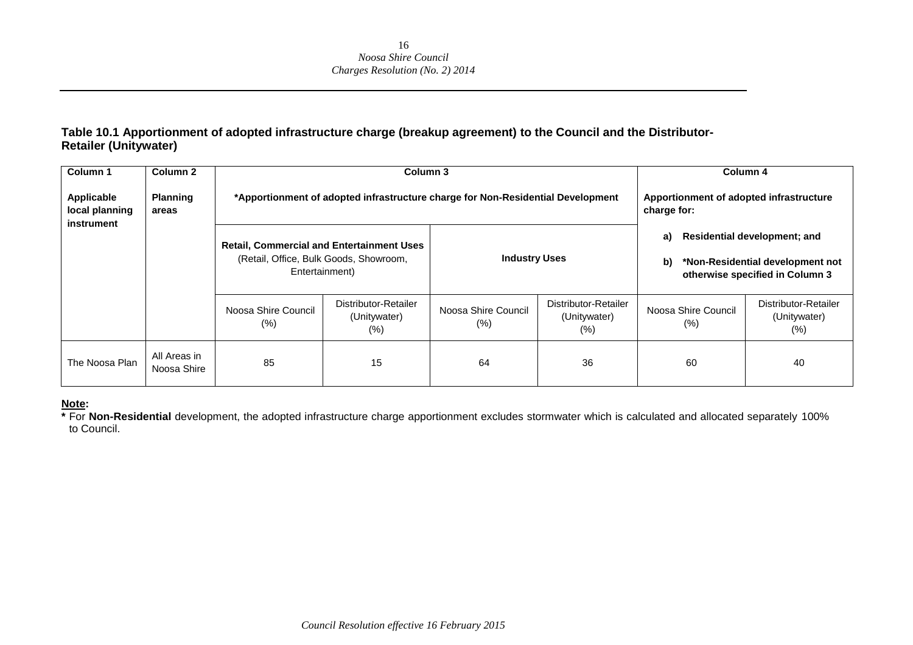**Table 10.1 Apportionment of adopted infrastructure charge (breakup agreement) to the Council and the Distributor-Retailer (Unitywater)**

| Column 1 | Column 2 | Column 3 | | | | Column 4 | |
|---|---|---|---|---|---|---|---|
| **Applicable local planning instrument** | **Planning areas** | ***Apportionment of adopted infrastructure charge for Non-Residential Development** | | | | **Apportionment of adopted infrastructure charge for:** **a) Residential development; and** **b) *Non-Residential development not otherwise specified in Column 3** | |
| | | **Retail, Commercial and Entertainment Uses** (Retail, Office, Bulk Goods, Showroom, Entertainment) | | **Industry Uses** | | | |
| | | Noosa Shire Council (%) | Distributor-Retailer (Unitywater) (%) | Noosa Shire Council (%) | Distributor-Retailer (Unitywater) (%) | Noosa Shire Council (%) | Distributor-Retailer (Unitywater) (%) |
| The Noosa Plan | All Areas in Noosa Shire | 85 | 15 | 64 | 36 | 60 | 40 |

**Note:**

**\*** For **Non-Residential** development, the adopted infrastructure charge apportionment excludes stormwater which is calculated and allocated separately 100% to Council.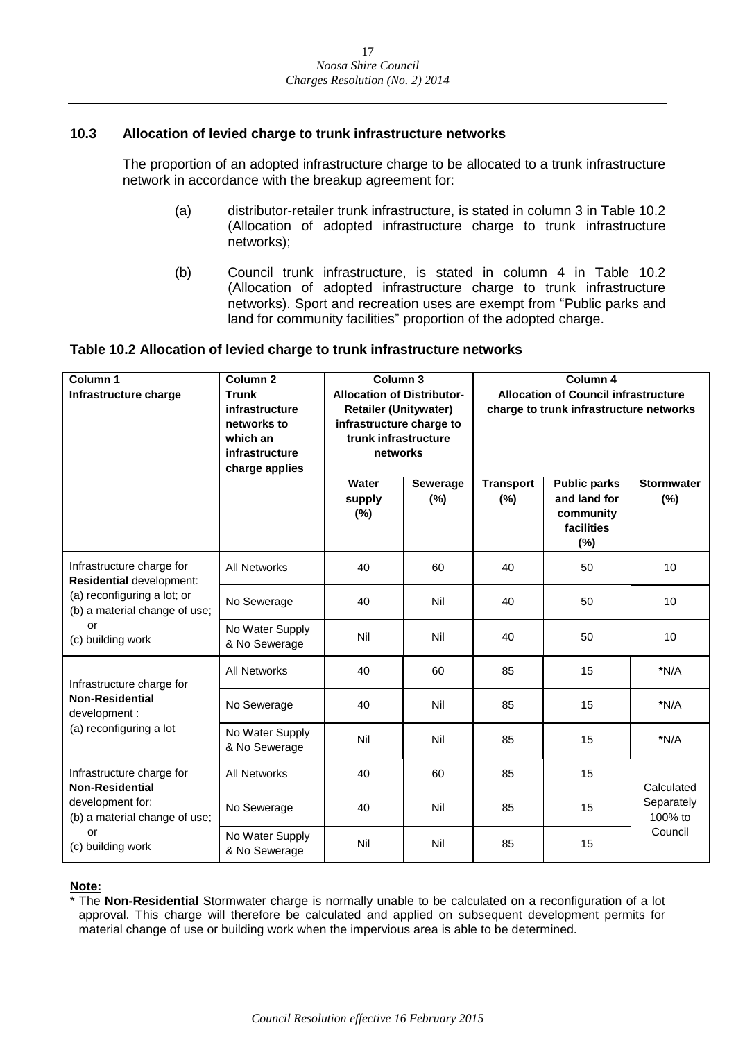### 10.3 Allocation of levied charge to trunk infrastructure networks

The proportion of an adopted infrastructure charge to be allocated to a trunk infrastructure network in accordance with the breakup agreement for:

(a) distributor-retailer trunk infrastructure, is stated in column 3 in Table 10.2 (Allocation of adopted infrastructure charge to trunk infrastructure networks);

(b) Council trunk infrastructure, is stated in column 4 in Table 10.2 (Allocation of adopted infrastructure charge to trunk infrastructure networks). Sport and recreation uses are exempt from "Public parks and land for community facilities" proportion of the adopted charge.

**Table 10.2 Allocation of levied charge to trunk infrastructure networks**

| **Column 1** **Infrastructure charge** | **Column 2** **Trunk infrastructure networks to which an infrastructure charge applies** | **Column 3** **Allocation of Distributor-Retailer (Unitywater) infrastructure charge to trunk infrastructure networks** | | **Column 4** **Allocation of Council infrastructure charge to trunk infrastructure networks** | | |
|---|---|---|---|---|---|---|
| | | **Water supply (%)** | **Sewerage (%)** | **Transport (%)** | **Public parks and land for community facilities (%)** | **Stormwater (%)** |
| Infrastructure charge for **Residential** development: (a) reconfiguring a lot; or (b) a material change of use; or (c) building work | All Networks | 40 | 60 | 40 | 50 | 10 |
| | No Sewerage | 40 | Nil | 40 | 50 | 10 |
| | No Water Supply & No Sewerage | Nil | Nil | 40 | 50 | 10 |
| Infrastructure charge for **Non-Residential** development : (a) reconfiguring a lot | All Networks | 40 | 60 | 85 | 15 | **\***N/A |
| | No Sewerage | 40 | Nil | 85 | 15 | **\***N/A |
| | No Water Supply & No Sewerage | Nil | Nil | 85 | 15 | **\***N/A |
| Infrastructure charge for **Non-Residential** development for: (b) a material change of use; or (c) building work | All Networks | 40 | 60 | 85 | 15 | Calculated Separately 100% to Council |
| | No Sewerage | 40 | Nil | 85 | 15 | |
| | No Water Supply & No Sewerage | Nil | Nil | 85 | 15 | |

**Note:**

\* The **Non-Residential** Stormwater charge is normally unable to be calculated on a reconfiguration of a lot approval. This charge will therefore be calculated and applied on subsequent development permits for material change of use or building work when the impervious area is able to be determined.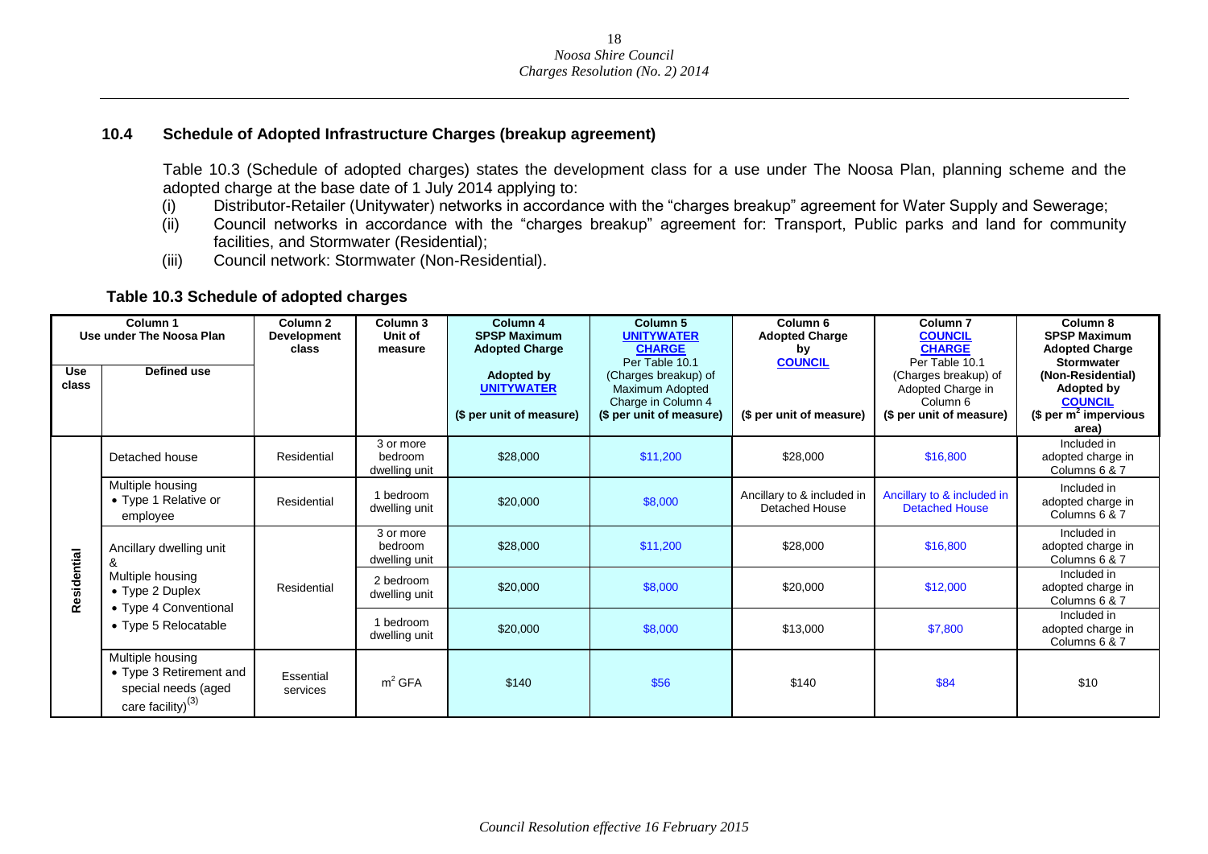### 10.4 Schedule of Adopted Infrastructure Charges (breakup agreement)

Table 10.3 (Schedule of adopted charges) states the development class for a use under The Noosa Plan, planning scheme and the adopted charge at the base date of 1 July 2014 applying to:

(i) Distributor-Retailer (Unitywater) networks in accordance with the "charges breakup" agreement for Water Supply and Sewerage;

(ii) Council networks in accordance with the "charges breakup" agreement for: Transport, Public parks and land for community facilities, and Stormwater (Residential);

(iii) Council network: Stormwater (Non-Residential).

**Table 10.3 Schedule of adopted charges**

| Column 1 Use under The Noosa Plan | | Column 2 Development class | Column 3 Unit of measure | Column 4 SPSP Maximum Adopted Charge | Column 5 UNITYWATER CHARGE | Column 6 Adopted Charge by COUNCIL | Column 7 COUNCIL CHARGE | Column 8 SPSP Maximum Adopted Charge Stormwater |
|---|---|---|---|---|---|---|---|---|
| Use class | Defined use | | | Adopted by UNITYWATER ($ per unit of measure) | Per Table 10.1 (Charges breakup) of Maximum Adopted Charge in Column 4 ($ per unit of measure) | ($ per unit of measure) | Per Table 10.1 (Charges breakup) of Adopted Charge in Column 6 ($ per unit of measure) | (Non-Residential) Adopted by COUNCIL ($ per m² impervious area) |
| Residential | Detached house | Residential | 3 or more bedroom dwelling unit | $28,000 | $11,200 | $28,000 | $16,800 | Included in adopted charge in Columns 6 & 7 |
| | Multiple housing • Type 1 Relative or employee | Residential | 1 bedroom dwelling unit | $20,000 | $8,000 | Ancillary to & included in Detached House | Ancillary to & included in Detached House | Included in adopted charge in Columns 6 & 7 |
| | Ancillary dwelling unit & Multiple housing • Type 2 Duplex • Type 4 Conventional • Type 5 Relocatable | Residential | 3 or more bedroom dwelling unit | $28,000 | $11,200 | $28,000 | $16,800 | Included in adopted charge in Columns 6 & 7 |
| | | | 2 bedroom dwelling unit | $20,000 | $8,000 | $20,000 | $12,000 | Included in adopted charge in Columns 6 & 7 |
| | | | 1 bedroom dwelling unit | $20,000 | $8,000 | $13,000 | $7,800 | Included in adopted charge in Columns 6 & 7 |
| | Multiple housing • Type 3 Retirement and special needs (aged care facility)[3] | Essential services | m² GFA | $140 | $56 | $140 | $84 | $10 |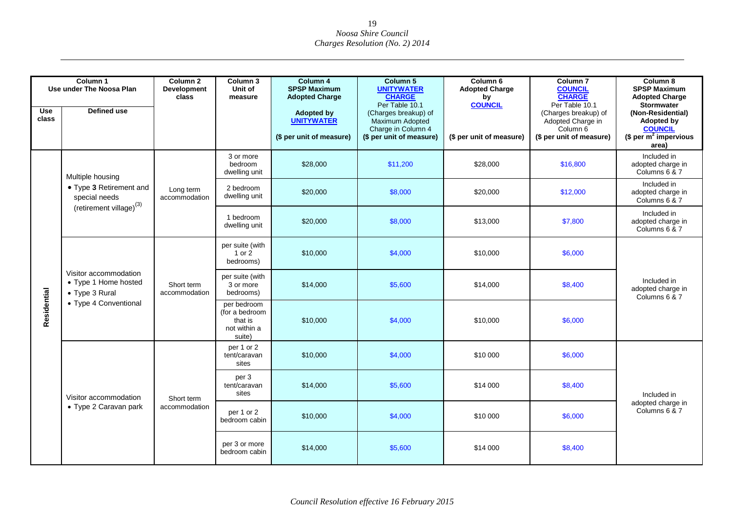| Column 1 Use under The Noosa Plan | | Column 2 Development class | Column 3 Unit of measure | Column 4 SPSP Maximum Adopted Charge Adopted by UNITYWATER ($ per unit of measure) | Column 5 UNITYWATER CHARGE Per Table 10.1 (Charges breakup) of Maximum Adopted Charge in Column 4 ($ per unit of measure) | Column 6 Adopted Charge by COUNCIL ($ per unit of measure) | Column 7 COUNCIL CHARGE Per Table 10.1 (Charges breakup) of Adopted Charge in Column 6 ($ per unit of measure) | Column 8 SPSP Maximum Adopted Charge Stormwater (Non-Residential) Adopted by COUNCIL ($ per m² impervious area) |
|---|---|---|---|---|---|---|---|---|
| **Use class** | **Defined use** | | | | | | | |
| Residential | Multiple housing • Type 3 Retirement and special needs (retirement village)(3) | Long term accommodation | 3 or more bedroom dwelling unit | $28,000 | $11,200 | $28,000 | $16,800 | Included in adopted charge in Columns 6 & 7 |
| | | | 2 bedroom dwelling unit | $20,000 | $8,000 | $20,000 | $12,000 | Included in adopted charge in Columns 6 & 7 |
| | | | 1 bedroom dwelling unit | $20,000 | $8,000 | $13,000 | $7,800 | Included in adopted charge in Columns 6 & 7 |
| | Visitor accommodation • Type 1 Home hosted • Type 3 Rural • Type 4 Conventional | Short term accommodation | per suite (with 1 or 2 bedrooms) | $10,000 | $4,000 | $10,000 | $6,000 | Included in adopted charge in Columns 6 & 7 |
| | | | per suite (with 3 or more bedrooms) | $14,000 | $5,600 | $14,000 | $8,400 | |
| | | | per bedroom (for a bedroom that is not within a suite) | $10,000 | $4,000 | $10,000 | $6,000 | |
| | Visitor accommodation • Type 2 Caravan park | Short term accommodation | per 1 or 2 tent/caravan sites | $10,000 | $4,000 | $10 000 | $6,000 | Included in adopted charge in Columns 6 & 7 |
| | | | per 3 tent/caravan sites | $14,000 | $5,600 | $14 000 | $8,400 | |
| | | | per 1 or 2 bedroom cabin | $10,000 | $4,000 | $10 000 | $6,000 | |
| | | | per 3 or more bedroom cabin | $14,000 | $5,600 | $14 000 | $8,400 | |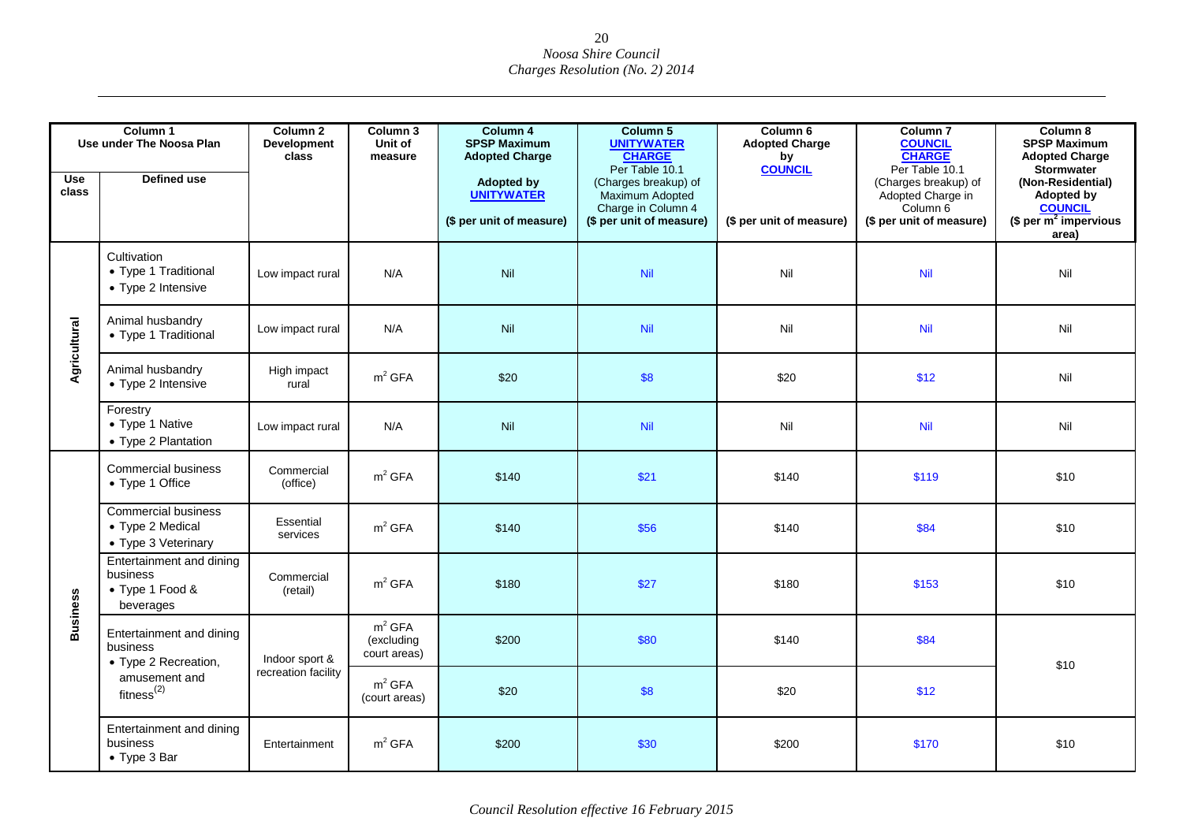| Column 1 Use under The Noosa Plan | | Column 2 Development class | Column 3 Unit of measure | Column 4 SPSP Maximum Adopted Charge Adopted by UNITYWATER ($ per unit of measure) | Column 5 UNITYWATER CHARGE Per Table 10.1 (Charges breakup) of Maximum Adopted Charge in Column 4 ($ per unit of measure) | Column 6 Adopted Charge by COUNCIL ($ per unit of measure) | Column 7 COUNCIL CHARGE Per Table 10.1 (Charges breakup) of Adopted Charge in Column 6 ($ per unit of measure) | Column 8 SPSP Maximum Adopted Charge Stormwater (Non-Residential) Adopted by COUNCIL ($ per $m^2$ impervious area) |
|---|---|---|---|---|---|---|---|---|
| **Use class** | **Defined use** | | | | | | | |
| Agricultural | Cultivation<br>• Type 1 Traditional<br>• Type 2 Intensive | Low impact rural | N/A | Nil | Nil | Nil | Nil | Nil |
| Agricultural | Animal husbandry<br>• Type 1 Traditional | Low impact rural | N/A | Nil | Nil | Nil | Nil | Nil |
| Agricultural | Animal husbandry<br>• Type 2 Intensive | High impact rural | $m^2$ GFA | $20 | $8 | $20 | $12 | Nil |
| Agricultural | Forestry<br>• Type 1 Native<br>• Type 2 Plantation | Low impact rural | N/A | Nil | Nil | Nil | Nil | Nil |
| Business | Commercial business<br>• Type 1 Office | Commercial (office) | $m^2$ GFA | $140 | $21 | $140 | $119 | $10 |
| Business | Commercial business<br>• Type 2 Medical<br>• Type 3 Veterinary | Essential services | $m^2$ GFA | $140 | $56 | $140 | $84 | $10 |
| Business | Entertainment and dining business<br>• Type 1 Food & beverages | Commercial (retail) | $m^2$ GFA | $180 | $27 | $180 | $153 | $10 |
| Business | Entertainment and dining business<br>• Type 2 Recreation, amusement and fitness(2) | Indoor sport & recreation facility | $m^2$ GFA (excluding court areas) | $200 | $80 | $140 | $84 | $10 |
| | | | $m^2$ GFA (court areas) | $20 | $8 | $20 | $12 | |
| Business | Entertainment and dining business<br>• Type 3 Bar | Entertainment | $m^2$ GFA | $200 | $30 | $200 | $170 | $10 |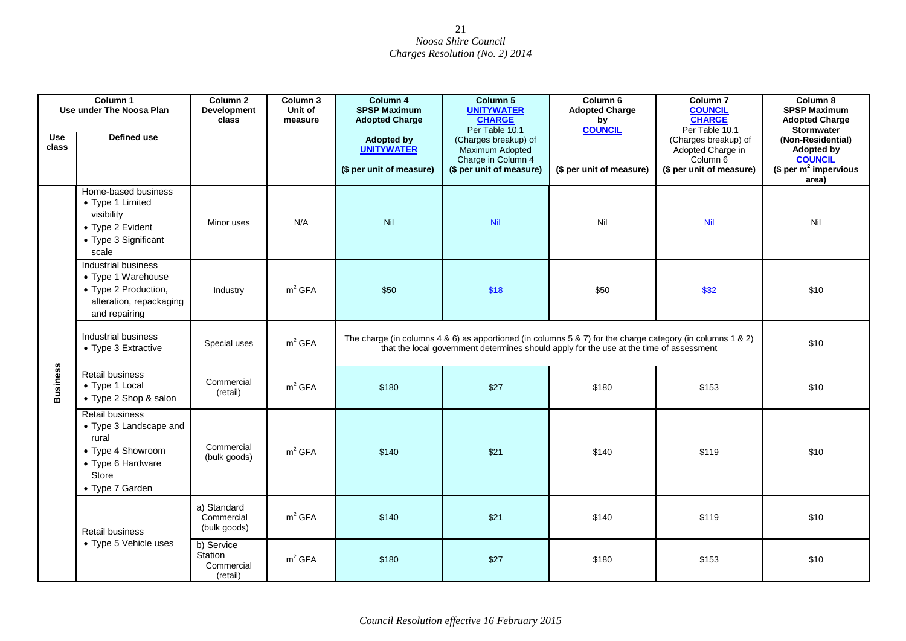| Column 1<br>Use under The Noosa Plan | | Column 2<br>Development class | Column 3<br>Unit of measure | Column 4<br>SPSP Maximum Adopted Charge<br><br>Adopted by UNITYWATER<br><br>($ per unit of measure) | Column 5<br>UNITYWATER CHARGE<br>Per Table 10.1 (Charges breakup) of Maximum Adopted Charge in Column 4<br>($ per unit of measure) | Column 6<br>Adopted Charge by COUNCIL<br><br>($ per unit of measure) | Column 7<br>COUNCIL CHARGE<br>Per Table 10.1 (Charges breakup) of Adopted Charge in Column 6<br>($ per unit of measure) | Column 8<br>SPSP Maximum Adopted Charge Stormwater (Non-Residential) Adopted by COUNCIL<br>($ per $m^2$ impervious area) |
|---|---|---|---|---|---|---|---|---|
| **Use class** | **Defined use** | | | | | | | |
| Business | Home-based business<br>• Type 1 Limited visibility<br>• Type 2 Evident<br>• Type 3 Significant scale | Minor uses | N/A | Nil | Nil | Nil | Nil | Nil |
| | Industrial business<br>• Type 1 Warehouse<br>• Type 2 Production, alteration, repackaging and repairing | Industry | $m^2$ GFA | $50 | $18 | $50 | $32 | $10 |
| | Industrial business<br>• Type 3 Extractive | Special uses | $m^2$ GFA | The charge (in columns 4 & 6) as apportioned (in columns 5 & 7) for the charge category (in columns 1 & 2) that the local government determines should apply for the use at the time of assessment | | | | $10 |
| | Retail business<br>• Type 1 Local<br>• Type 2 Shop & salon | Commercial (retail) | $m^2$ GFA | $180 | $27 | $180 | $153 | $10 |
| | Retail business<br>• Type 3 Landscape and rural<br>• Type 4 Showroom<br>• Type 6 Hardware Store<br>• Type 7 Garden | Commercial (bulk goods) | $m^2$ GFA | $140 | $21 | $140 | $119 | $10 |
| | Retail business<br>• Type 5 Vehicle uses | a) Standard Commercial (bulk goods) | $m^2$ GFA | $140 | $21 | $140 | $119 | $10 |
| | | b) Service Station Commercial (retail) | $m^2$ GFA | $180 | $27 | $180 | $153 | $10 |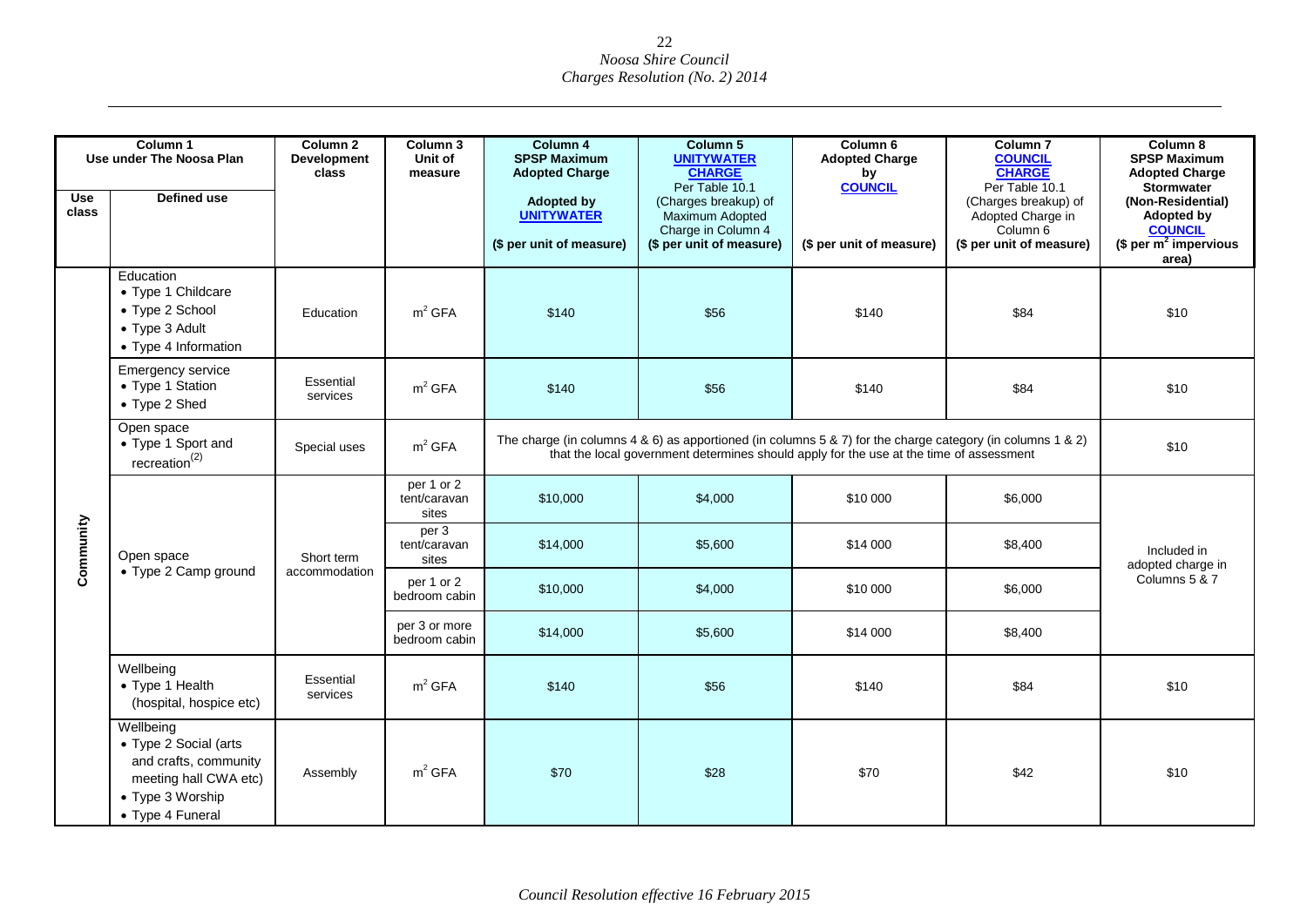| Column 1 Use under The Noosa Plan | | Column 2 Development class | Column 3 Unit of measure | Column 4 SPSP Maximum Adopted Charge | Column 5 UNITYWATER CHARGE Per Table 10.1 | Column 6 Adopted Charge by COUNCIL | Column 7 COUNCIL CHARGE Per Table 10.1 | Column 8 SPSP Maximum Adopted Charge Stormwater |
|---|---|---|---|---|---|---|---|---|
| Use class | Defined use | | | Adopted by UNITYWATER ($ per unit of measure) | (Charges breakup) of Maximum Adopted Charge in Column 4 ($ per unit of measure) | ($ per unit of measure) | (Charges breakup) of Adopted Charge in Column 6 ($ per unit of measure) | (Non-Residential) Adopted by COUNCIL ($ per $m^2$ impervious area) |
| Community | Education<br>• Type 1 Childcare<br>• Type 2 School<br>• Type 3 Adult<br>• Type 4 Information | Education | $m^2$ GFA | $140 | $56 | $140 | $84 | $10 |
| | Emergency service<br>• Type 1 Station<br>• Type 2 Shed | Essential services | $m^2$ GFA | $140 | $56 | $140 | $84 | $10 |
| | Open space<br>• Type 1 Sport and recreation[(2)] | Special uses | $m^2$ GFA | The charge (in columns 4 & 6) as apportioned (in columns 5 & 7) for the charge category (in columns 1 & 2) that the local government determines should apply for the use at the time of assessment | | | | $10 |
| | Open space<br>• Type 2 Camp ground | Short term accommodation | per 1 or 2 tent/caravan sites | $10,000 | $4,000 | $10 000 | $6,000 | Included in adopted charge in Columns 5 & 7 |
| | | | per 3 tent/caravan sites | $14,000 | $5,600 | $14 000 | $8,400 | |
| | | | per 1 or 2 bedroom cabin | $10,000 | $4,000 | $10 000 | $6,000 | |
| | | | per 3 or more bedroom cabin | $14,000 | $5,600 | $14 000 | $8,400 | |
| | Wellbeing<br>• Type 1 Health (hospital, hospice etc) | Essential services | $m^2$ GFA | $140 | $56 | $140 | $84 | $10 |
| | Wellbeing<br>• Type 2 Social (arts and crafts, community meeting hall CWA etc)<br>• Type 3 Worship<br>• Type 4 Funeral | Assembly | $m^2$ GFA | $70 | $28 | $70 | $42 | $10 |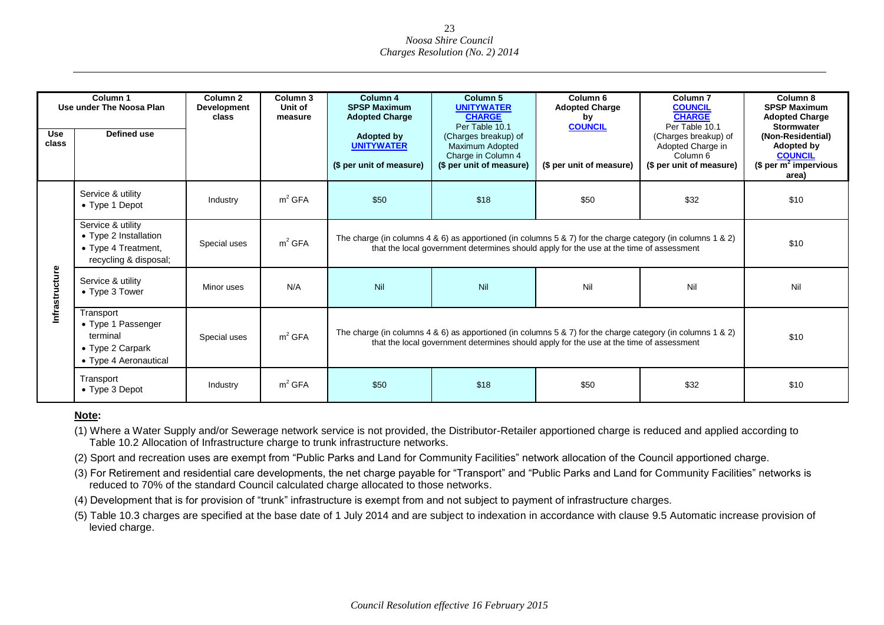| Column 1 Use under The Noosa Plan | | Column 2 Development class | Column 3 Unit of measure | Column 4 SPSP Maximum Adopted Charge Adopted by UNITYWATER ($ per unit of measure) | Column 5 UNITYWATER CHARGE Per Table 10.1 (Charges breakup) of Maximum Adopted Charge in Column 4 ($ per unit of measure) | Column 6 Adopted Charge by COUNCIL ($ per unit of measure) | Column 7 COUNCIL CHARGE Per Table 10.1 (Charges breakup) of Adopted Charge in Column 6 ($ per unit of measure) | Column 8 SPSP Maximum Adopted Charge Stormwater (Non-Residential) Adopted by COUNCIL ($ per $m^2$ impervious area) |
|---|---|---|---|---|---|---|---|---|
| **Use class** | **Defined use** | | | | | | | |
| Infrastructure | Service & utility • Type 1 Depot | Industry | $m^2$ GFA | $50 | $18 | $50 | $32 | $10 |
| Infrastructure | Service & utility • Type 2 Installation • Type 4 Treatment, recycling & disposal; | Special uses | $m^2$ GFA | The charge (in columns 4 & 6) as apportioned (in columns 5 & 7) for the charge category (in columns 1 & 2) that the local government determines should apply for the use at the time of assessment | | | | $10 |
| Infrastructure | Service & utility • Type 3 Tower | Minor uses | N/A | Nil | Nil | Nil | Nil | Nil |
| Infrastructure | Transport • Type 1 Passenger terminal • Type 2 Carpark • Type 4 Aeronautical | Special uses | $m^2$ GFA | The charge (in columns 4 & 6) as apportioned (in columns 5 & 7) for the charge category (in columns 1 & 2) that the local government determines should apply for the use at the time of assessment | | | | $10 |
| Infrastructure | Transport • Type 3 Depot | Industry | $m^2$ GFA | $50 | $18 | $50 | $32 | $10 |

**Note:**

(1) Where a Water Supply and/or Sewerage network service is not provided, the Distributor-Retailer apportioned charge is reduced and applied according to Table 10.2 Allocation of Infrastructure charge to trunk infrastructure networks.

(2) Sport and recreation uses are exempt from "Public Parks and Land for Community Facilities" network allocation of the Council apportioned charge.

(3) For Retirement and residential care developments, the net charge payable for "Transport" and "Public Parks and Land for Community Facilities" networks is reduced to 70% of the standard Council calculated charge allocated to those networks.

(4) Development that is for provision of "trunk" infrastructure is exempt from and not subject to payment of infrastructure charges.

(5) Table 10.3 charges are specified at the base date of 1 July 2014 and are subject to indexation in accordance with clause 9.5 Automatic increase provision of levied charge.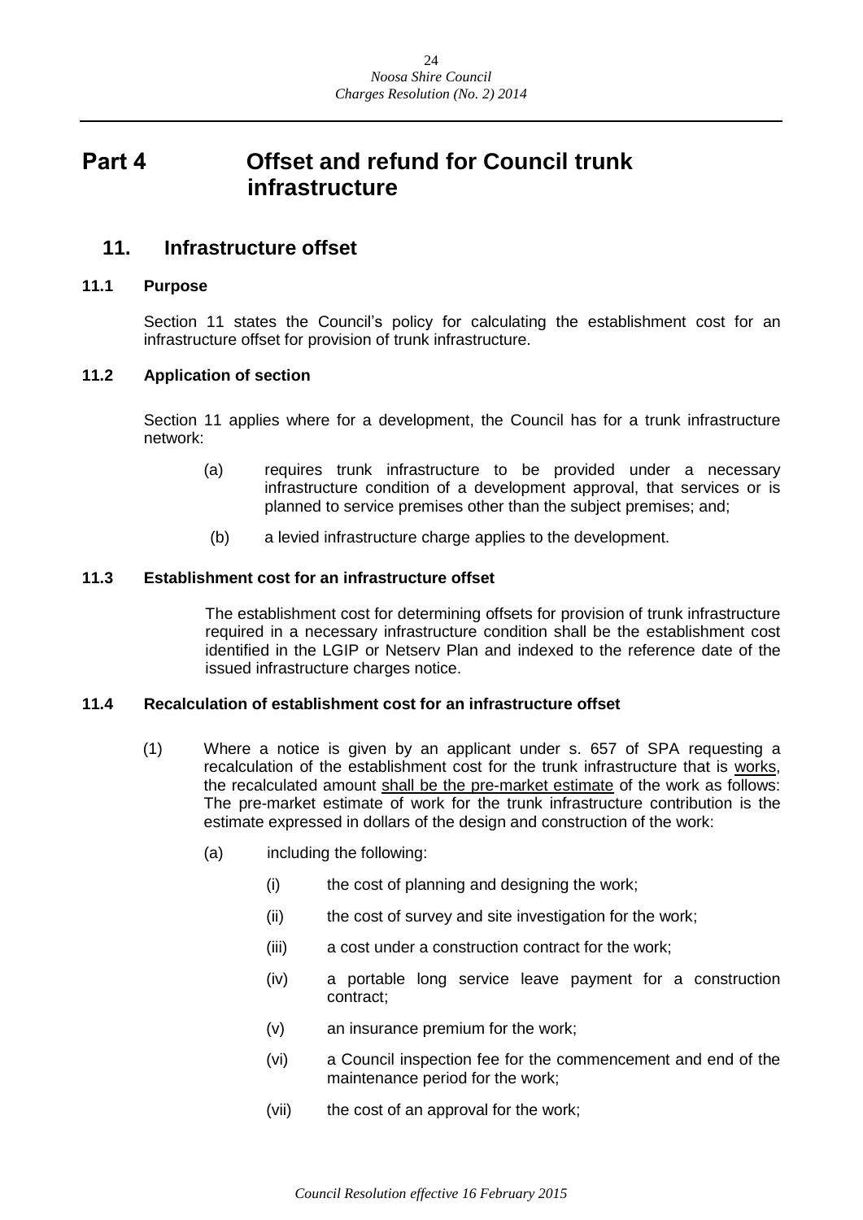# Part 4 Offset and refund for Council trunk infrastructure

## 11. Infrastructure offset

### 11.1 Purpose

Section 11 states the Council's policy for calculating the establishment cost for an infrastructure offset for provision of trunk infrastructure.

### 11.2 Application of section

Section 11 applies where for a development, the Council has for a trunk infrastructure network:

(a) requires trunk infrastructure to be provided under a necessary infrastructure condition of a development approval, that services or is planned to service premises other than the subject premises; and;

(b) a levied infrastructure charge applies to the development.

### 11.3 Establishment cost for an infrastructure offset

The establishment cost for determining offsets for provision of trunk infrastructure required in a necessary infrastructure condition shall be the establishment cost identified in the LGIP or Netserv Plan and indexed to the reference date of the issued infrastructure charges notice.

### 11.4 Recalculation of establishment cost for an infrastructure offset

(1) Where a notice is given by an applicant under s. 657 of SPA requesting a recalculation of the establishment cost for the trunk infrastructure that is works, the recalculated amount shall be the pre-market estimate of the work as follows: The pre-market estimate of work for the trunk infrastructure contribution is the estimate expressed in dollars of the design and construction of the work:

(a) including the following:

(i) the cost of planning and designing the work;

(ii) the cost of survey and site investigation for the work;

(iii) a cost under a construction contract for the work;

(iv) a portable long service leave payment for a construction contract;

(v) an insurance premium for the work;

(vi) a Council inspection fee for the commencement and end of the maintenance period for the work;

(vii) the cost of an approval for the work;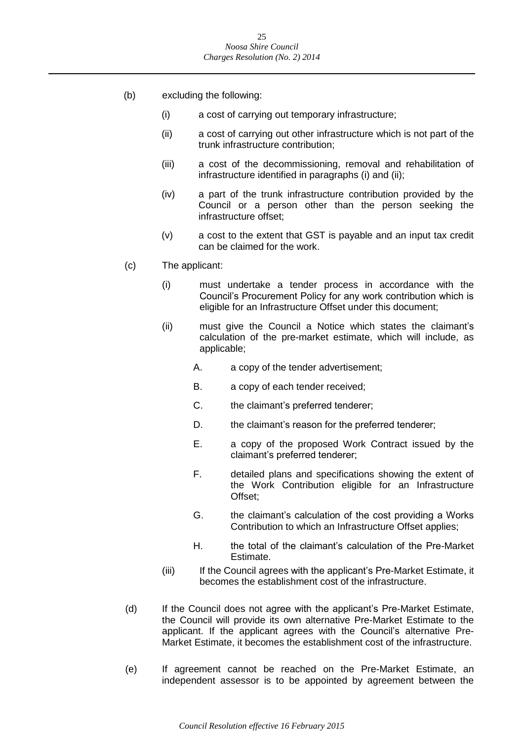(b) excluding the following:

  (i) a cost of carrying out temporary infrastructure;

  (ii) a cost of carrying out other infrastructure which is not part of the trunk infrastructure contribution;

  (iii) a cost of the decommissioning, removal and rehabilitation of infrastructure identified in paragraphs (i) and (ii);

  (iv) a part of the trunk infrastructure contribution provided by the Council or a person other than the person seeking the infrastructure offset;

  (v) a cost to the extent that GST is payable and an input tax credit can be claimed for the work.

(c) The applicant:

  (i) must undertake a tender process in accordance with the Council's Procurement Policy for any work contribution which is eligible for an Infrastructure Offset under this document;

  (ii) must give the Council a Notice which states the claimant's calculation of the pre-market estimate, which will include, as applicable;

    A. a copy of the tender advertisement;

    B. a copy of each tender received;

    C. the claimant's preferred tenderer;

    D. the claimant's reason for the preferred tenderer;

    E. a copy of the proposed Work Contract issued by the claimant's preferred tenderer;

    F. detailed plans and specifications showing the extent of the Work Contribution eligible for an Infrastructure Offset;

    G. the claimant's calculation of the cost providing a Works Contribution to which an Infrastructure Offset applies;

    H. the total of the claimant's calculation of the Pre-Market Estimate.

  (iii) If the Council agrees with the applicant's Pre-Market Estimate, it becomes the establishment cost of the infrastructure.

(d) If the Council does not agree with the applicant's Pre-Market Estimate, the Council will provide its own alternative Pre-Market Estimate to the applicant. If the applicant agrees with the Council's alternative Pre-Market Estimate, it becomes the establishment cost of the infrastructure.

(e) If agreement cannot be reached on the Pre-Market Estimate, an independent assessor is to be appointed by agreement between the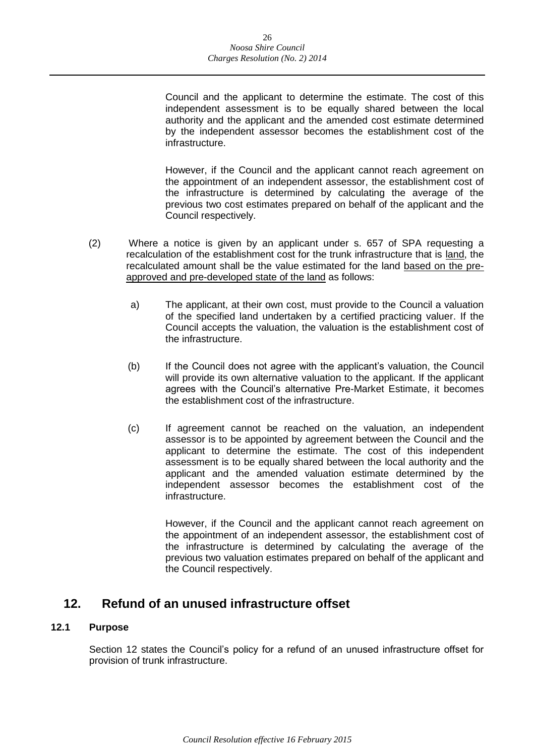Council and the applicant to determine the estimate. The cost of this independent assessment is to be equally shared between the local authority and the applicant and the amended cost estimate determined by the independent assessor becomes the establishment cost of the infrastructure.

However, if the Council and the applicant cannot reach agreement on the appointment of an independent assessor, the establishment cost of the infrastructure is determined by calculating the average of the previous two cost estimates prepared on behalf of the applicant and the Council respectively.

(2) Where a notice is given by an applicant under s. 657 of SPA requesting a recalculation of the establishment cost for the trunk infrastructure that is <u>land</u>, the recalculated amount shall be the value estimated for the land <u>based on the pre-approved and pre-developed state of the land</u> as follows:

a) The applicant, at their own cost, must provide to the Council a valuation of the specified land undertaken by a certified practicing valuer. If the Council accepts the valuation, the valuation is the establishment cost of the infrastructure.

(b) If the Council does not agree with the applicant's valuation, the Council will provide its own alternative valuation to the applicant. If the applicant agrees with the Council's alternative Pre-Market Estimate, it becomes the establishment cost of the infrastructure.

(c) If agreement cannot be reached on the valuation, an independent assessor is to be appointed by agreement between the Council and the applicant to determine the estimate. The cost of this independent assessment is to be equally shared between the local authority and the applicant and the amended valuation estimate determined by the independent assessor becomes the establishment cost of the infrastructure.

However, if the Council and the applicant cannot reach agreement on the appointment of an independent assessor, the establishment cost of the infrastructure is determined by calculating the average of the previous two valuation estimates prepared on behalf of the applicant and the Council respectively.

## 12. Refund of an unused infrastructure offset

### 12.1 Purpose

Section 12 states the Council's policy for a refund of an unused infrastructure offset for provision of trunk infrastructure.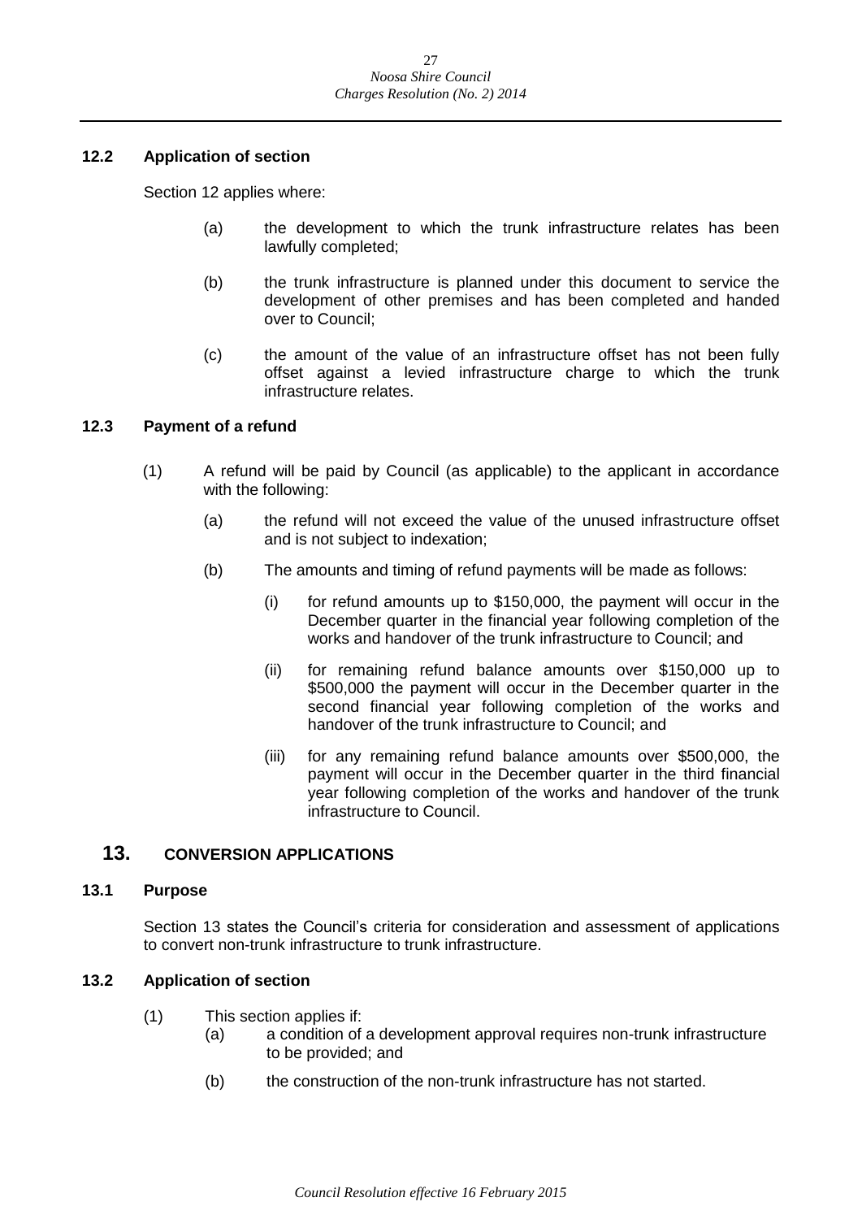### 12.2 Application of section

Section 12 applies where:

(a) the development to which the trunk infrastructure relates has been lawfully completed;

(b) the trunk infrastructure is planned under this document to service the development of other premises and has been completed and handed over to Council;

(c) the amount of the value of an infrastructure offset has not been fully offset against a levied infrastructure charge to which the trunk infrastructure relates.

### 12.3 Payment of a refund

(1) A refund will be paid by Council (as applicable) to the applicant in accordance with the following:

(a) the refund will not exceed the value of the unused infrastructure offset and is not subject to indexation;

(b) The amounts and timing of refund payments will be made as follows:

(i) for refund amounts up to $150,000, the payment will occur in the December quarter in the financial year following completion of the works and handover of the trunk infrastructure to Council; and

(ii) for remaining refund balance amounts over $150,000 up to $500,000 the payment will occur in the December quarter in the second financial year following completion of the works and handover of the trunk infrastructure to Council; and

(iii) for any remaining refund balance amounts over $500,000, the payment will occur in the December quarter in the third financial year following completion of the works and handover of the trunk infrastructure to Council.

## 13. CONVERSION APPLICATIONS

### 13.1 Purpose

Section 13 states the Council's criteria for consideration and assessment of applications to convert non-trunk infrastructure to trunk infrastructure.

### 13.2 Application of section

(1) This section applies if:

(a) a condition of a development approval requires non-trunk infrastructure to be provided; and

(b) the construction of the non-trunk infrastructure has not started.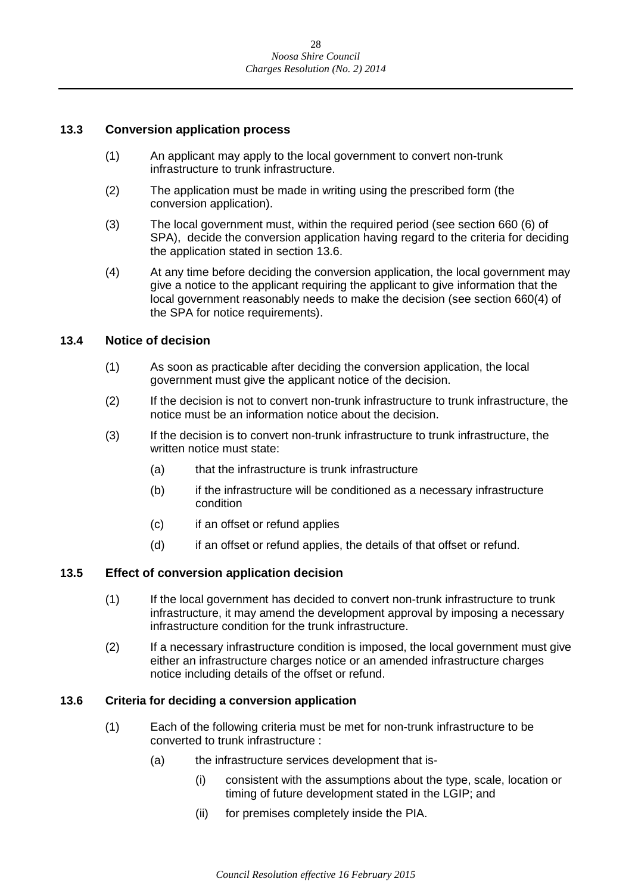### 13.3 Conversion application process

(1) An applicant may apply to the local government to convert non-trunk infrastructure to trunk infrastructure.

(2) The application must be made in writing using the prescribed form (the conversion application).

(3) The local government must, within the required period (see section 660 (6) of SPA), decide the conversion application having regard to the criteria for deciding the application stated in section 13.6.

(4) At any time before deciding the conversion application, the local government may give a notice to the applicant requiring the applicant to give information that the local government reasonably needs to make the decision (see section 660(4) of the SPA for notice requirements).

### 13.4 Notice of decision

(1) As soon as practicable after deciding the conversion application, the local government must give the applicant notice of the decision.

(2) If the decision is not to convert non-trunk infrastructure to trunk infrastructure, the notice must be an information notice about the decision.

(3) If the decision is to convert non-trunk infrastructure to trunk infrastructure, the written notice must state:

- (a) that the infrastructure is trunk infrastructure
- (b) if the infrastructure will be conditioned as a necessary infrastructure condition
- (c) if an offset or refund applies
- (d) if an offset or refund applies, the details of that offset or refund.

### 13.5 Effect of conversion application decision

(1) If the local government has decided to convert non-trunk infrastructure to trunk infrastructure, it may amend the development approval by imposing a necessary infrastructure condition for the trunk infrastructure.

(2) If a necessary infrastructure condition is imposed, the local government must give either an infrastructure charges notice or an amended infrastructure charges notice including details of the offset or refund.

### 13.6 Criteria for deciding a conversion application

(1) Each of the following criteria must be met for non-trunk infrastructure to be converted to trunk infrastructure :

- (a) the infrastructure services development that is-
  - (i) consistent with the assumptions about the type, scale, location or timing of future development stated in the LGIP; and
  - (ii) for premises completely inside the PIA.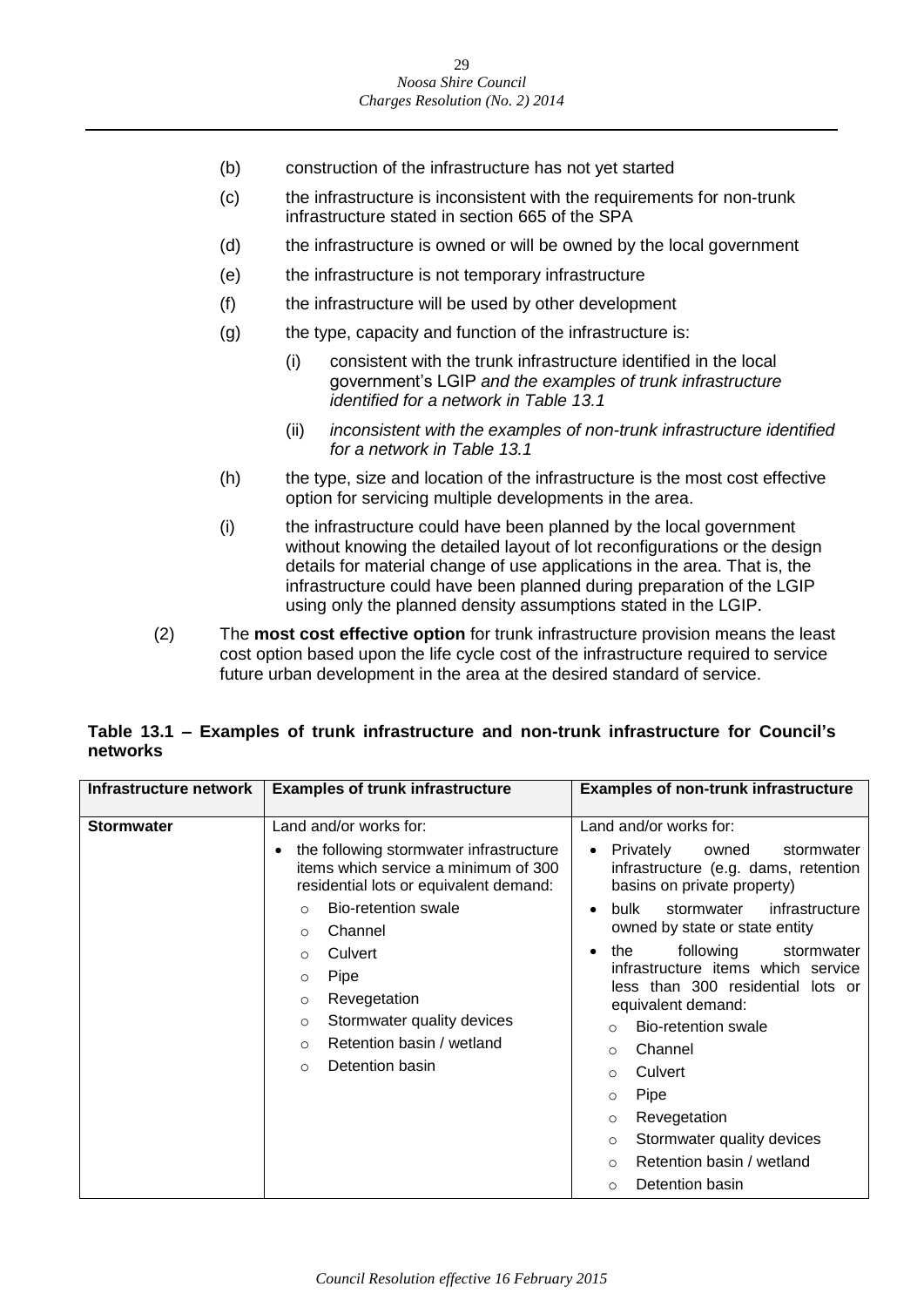(b) construction of the infrastructure has not yet started

(c) the infrastructure is inconsistent with the requirements for non-trunk infrastructure stated in section 665 of the SPA

(d) the infrastructure is owned or will be owned by the local government

(e) the infrastructure is not temporary infrastructure

(f) the infrastructure will be used by other development

(g) the type, capacity and function of the infrastructure is:

   (i) consistent with the trunk infrastructure identified in the local government's LGIP *and the examples of trunk infrastructure identified for a network in Table 13.1*

   (ii) *inconsistent with the examples of non-trunk infrastructure identified for a network in Table 13.1*

(h) the type, size and location of the infrastructure is the most cost effective option for servicing multiple developments in the area.

(i) the infrastructure could have been planned by the local government without knowing the detailed layout of lot reconfigurations or the design details for material change of use applications in the area. That is, the infrastructure could have been planned during preparation of the LGIP using only the planned density assumptions stated in the LGIP.

(2) The **most cost effective option** for trunk infrastructure provision means the least cost option based upon the life cycle cost of the infrastructure required to service future urban development in the area at the desired standard of service.

**Table 13.1 – Examples of trunk infrastructure and non-trunk infrastructure for Council's networks**

| Infrastructure network | Examples of trunk infrastructure | Examples of non-trunk infrastructure |
|---|---|---|
| **Stormwater** | Land and/or works for:<br>• the following stormwater infrastructure items which service a minimum of 300 residential lots or equivalent demand:<br>  ○ Bio-retention swale<br>  ○ Channel<br>  ○ Culvert<br>  ○ Pipe<br>  ○ Revegetation<br>  ○ Stormwater quality devices<br>  ○ Retention basin / wetland<br>  ○ Detention basin | Land and/or works for:<br>• Privately owned stormwater infrastructure (e.g. dams, retention basins on private property)<br>• bulk stormwater infrastructure owned by state or state entity<br>• the following stormwater infrastructure items which service less than 300 residential lots or equivalent demand:<br>  ○ Bio-retention swale<br>  ○ Channel<br>  ○ Culvert<br>  ○ Pipe<br>  ○ Revegetation<br>  ○ Stormwater quality devices<br>  ○ Retention basin / wetland<br>  ○ Detention basin |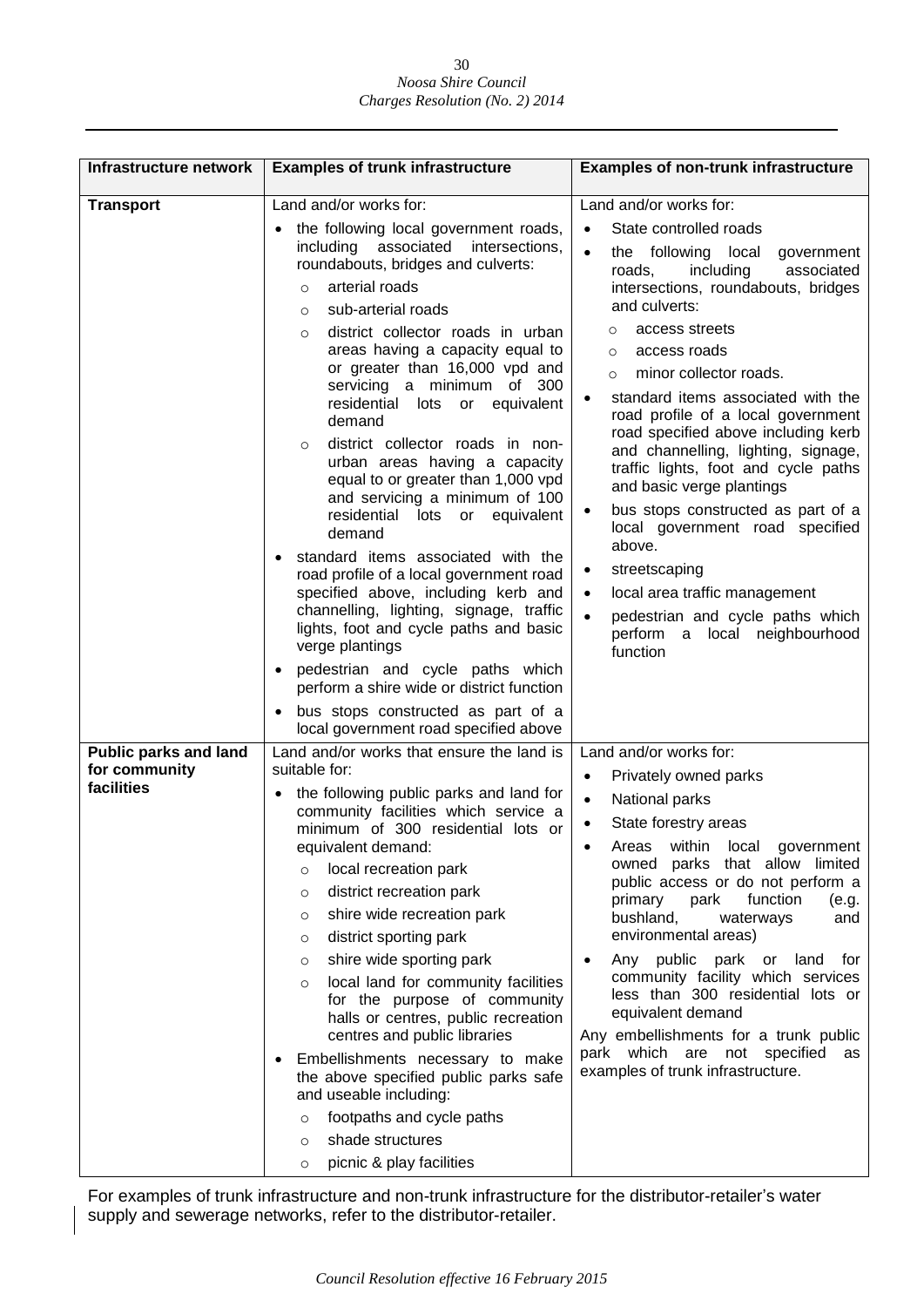| Infrastructure network | Examples of trunk infrastructure | Examples of non-trunk infrastructure |
|---|---|---|
| **Transport** | Land and/or works for:<br>• the following local government roads, including associated intersections, roundabouts, bridges and culverts:<br>  ○ arterial roads<br>  ○ sub-arterial roads<br>  ○ district collector roads in urban areas having a capacity equal to or greater than 16,000 vpd and servicing a minimum of 300 residential lots or equivalent demand<br>  ○ district collector roads in non-urban areas having a capacity equal to or greater than 1,000 vpd and servicing a minimum of 100 residential lots or equivalent demand<br>• standard items associated with the road profile of a local government road specified above, including kerb and channelling, lighting, signage, traffic lights, foot and cycle paths and basic verge plantings<br>• pedestrian and cycle paths which perform a shire wide or district function<br>• bus stops constructed as part of a local government road specified above | Land and/or works for:<br>• State controlled roads<br>• the following local government roads, including associated intersections, roundabouts, bridges and culverts:<br>  ○ access streets<br>  ○ access roads<br>  ○ minor collector roads.<br>• standard items associated with the road profile of a local government road specified above including kerb and channelling, lighting, signage, traffic lights, foot and cycle paths and basic verge plantings<br>• bus stops constructed as part of a local government road specified above.<br>• streetscaping<br>• local area traffic management<br>• pedestrian and cycle paths which perform a local neighbourhood function |
| **Public parks and land for community facilities** | Land and/or works that ensure the land is suitable for:<br>• the following public parks and land for community facilities which service a minimum of 300 residential lots or equivalent demand:<br>  ○ local recreation park<br>  ○ district recreation park<br>  ○ shire wide recreation park<br>  ○ district sporting park<br>  ○ shire wide sporting park<br>  ○ local land for community facilities for the purpose of community halls or centres, public recreation centres and public libraries<br>• Embellishments necessary to make the above specified public parks safe and useable including:<br>  ○ footpaths and cycle paths<br>  ○ shade structures<br>  ○ picnic & play facilities | Land and/or works for:<br>• Privately owned parks<br>• National parks<br>• State forestry areas<br>• Areas within local government owned parks that allow limited public access or do not perform a primary park function (e.g. bushland, waterways and environmental areas)<br>• Any public park or land for community facility which services less than 300 residential lots or equivalent demand<br>Any embellishments for a trunk public park which are not specified as examples of trunk infrastructure. |

For examples of trunk infrastructure and non-trunk infrastructure for the distributor-retailer's water supply and sewerage networks, refer to the distributor-retailer.